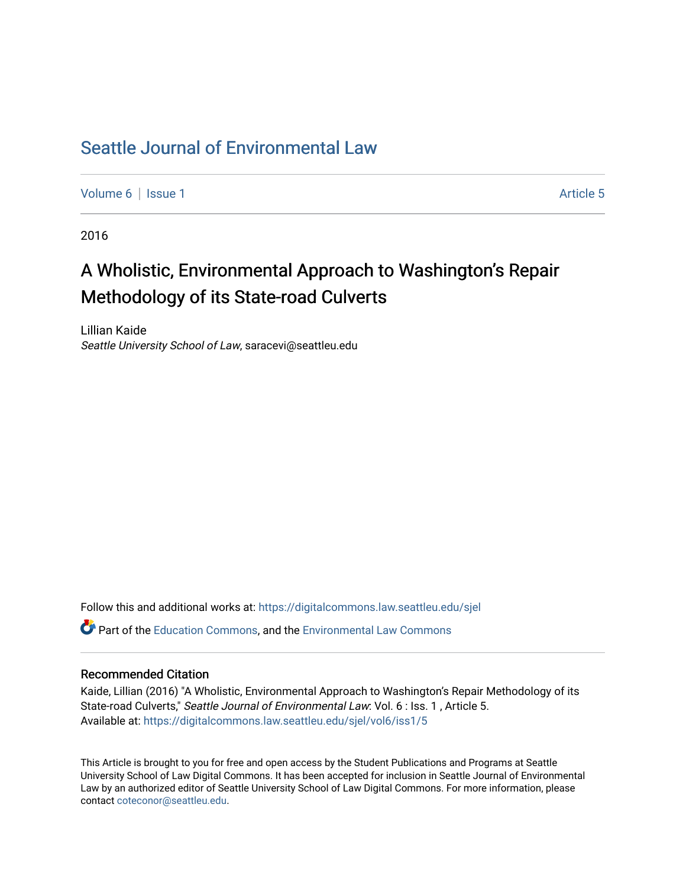# Seattle Journal of Environmental Law

Volume 6 | Issue 1 Article 5

2016

## A Wholistic, Environmental Approach to Washington's Repair Methodology of its State-road Culverts

Lillian Kaide
*Seattle University School of Law*, saracevi@seattleu.edu

Follow this and additional works at: https://digitalcommons.law.seattleu.edu/sjel

Part of the Education Commons, and the Environmental Law Commons

### Recommended Citation

Kaide, Lillian (2016) "A Wholistic, Environmental Approach to Washington's Repair Methodology of its State-road Culverts," *Seattle Journal of Environmental Law*: Vol. 6 : Iss. 1 , Article 5.
Available at: https://digitalcommons.law.seattleu.edu/sjel/vol6/iss1/5

This Article is brought to you for free and open access by the Student Publications and Programs at Seattle University School of Law Digital Commons. It has been accepted for inclusion in Seattle Journal of Environmental Law by an authorized editor of Seattle University School of Law Digital Commons. For more information, please contact coteconor@seattleu.edu.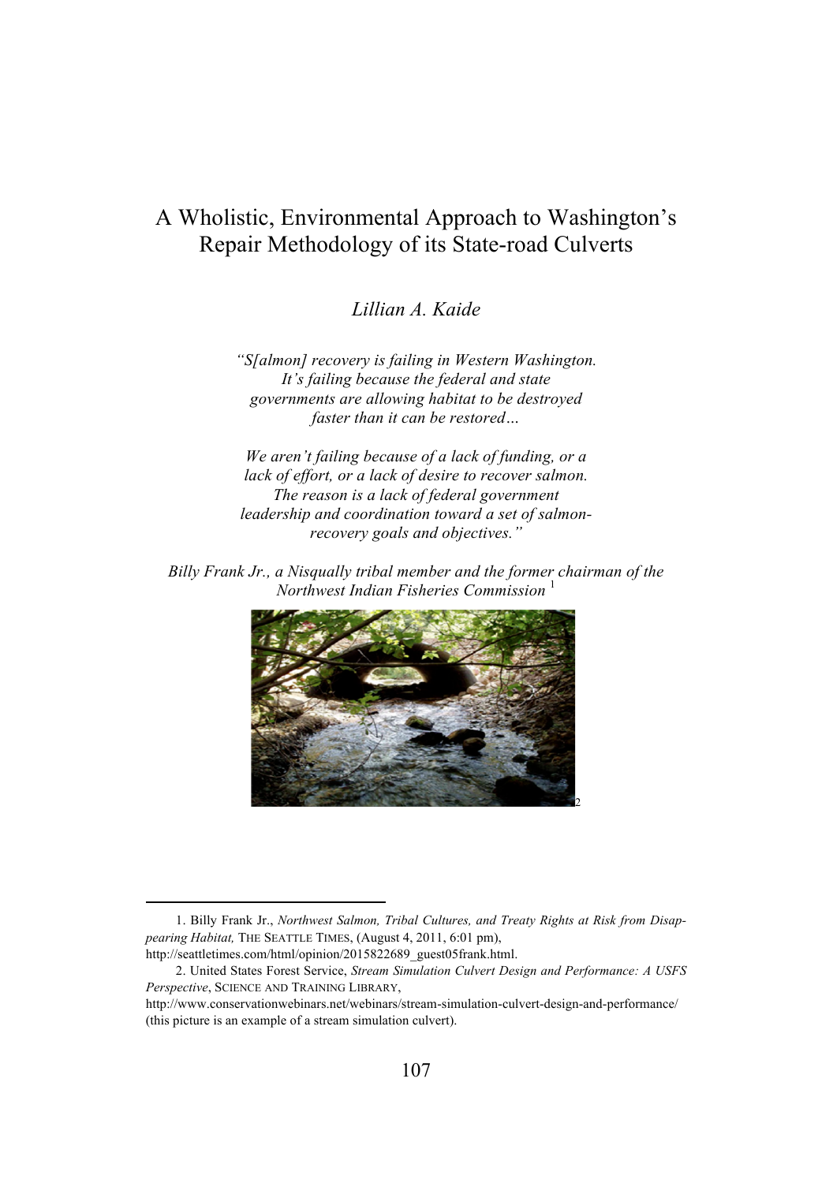# A Wholistic, Environmental Approach to Washington's Repair Methodology of its State-road Culverts

*Lillian A. Kaide*

*"S[almon] recovery is failing in Western Washington. It's failing because the federal and state governments are allowing habitat to be destroyed faster than it can be restored…*

*We aren't failing because of a lack of funding, or a lack of effort, or a lack of desire to recover salmon. The reason is a lack of federal government leadership and coordination toward a set of salmon-recovery goals and objectives."*

*Billy Frank Jr., a Nisqually tribal member and the former chairman of the Northwest Indian Fisheries Commission* [1]

[2]

---

1. Billy Frank Jr., *Northwest Salmon, Tribal Cultures, and Treaty Rights at Risk from Disappearing Habitat,* THE SEATTLE TIMES, (August 4, 2011, 6:01 pm), http://seattletimes.com/html/opinion/2015822689_guest05frank.html.

2. United States Forest Service, *Stream Simulation Culvert Design and Performance: A USFS Perspective*, SCIENCE AND TRAINING LIBRARY, http://www.conservationwebinars.net/webinars/stream-simulation-culvert-design-and-performance/ (this picture is an example of a stream simulation culvert).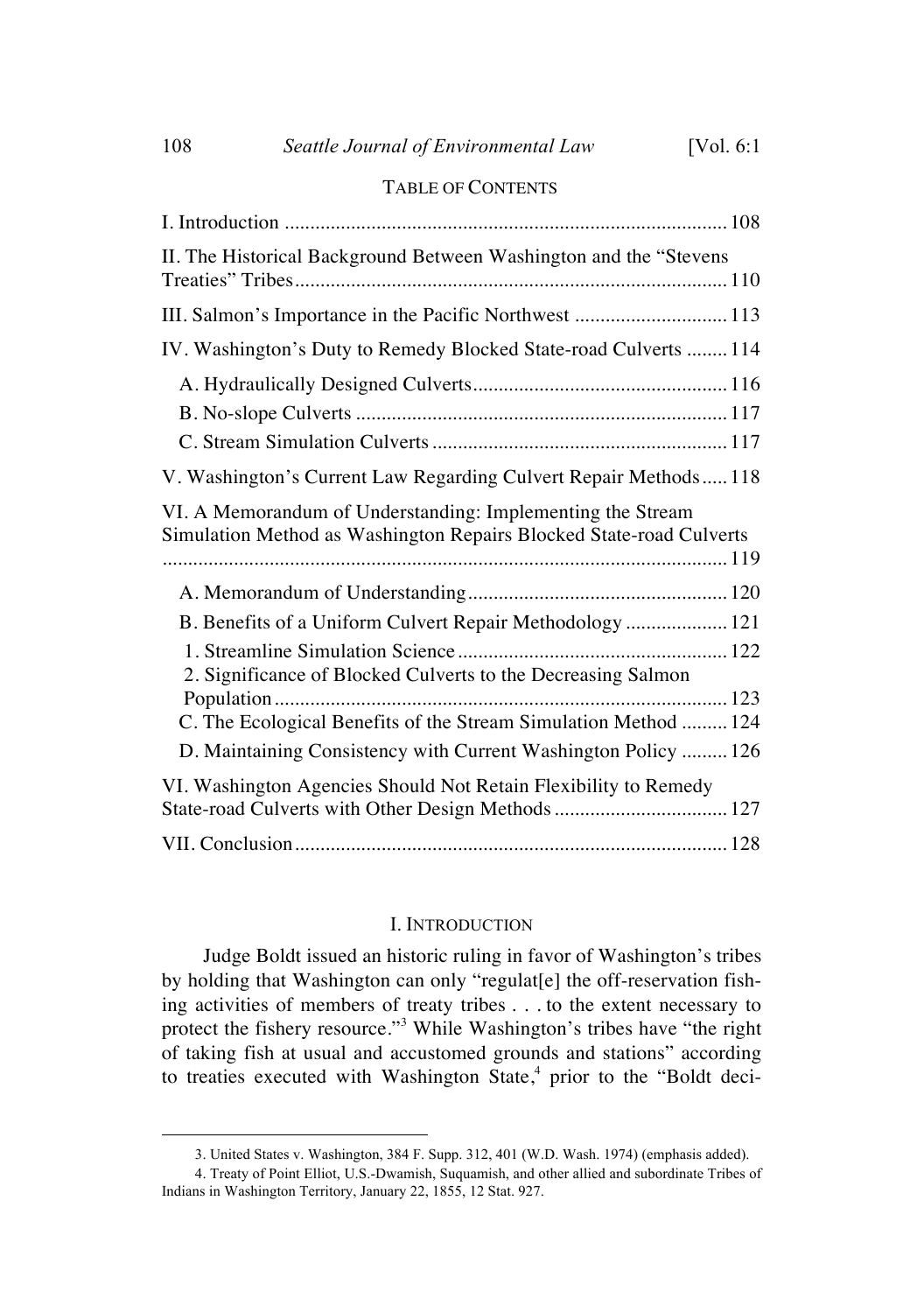TABLE OF CONTENTS

- I. Introduction ..... 108
- II. The Historical Background Between Washington and the "Stevens Treaties" Tribes ..... 110
- III. Salmon's Importance in the Pacific Northwest ..... 113
- IV. Washington's Duty to Remedy Blocked State-road Culverts ..... 114
  - A. Hydraulically Designed Culverts ..... 116
  - B. No-slope Culverts ..... 117
  - C. Stream Simulation Culverts ..... 117
- V. Washington's Current Law Regarding Culvert Repair Methods ..... 118
- VI. A Memorandum of Understanding: Implementing the Stream Simulation Method as Washington Repairs Blocked State-road Culverts ..... 119
  - A. Memorandum of Understanding ..... 120
  - B. Benefits of a Uniform Culvert Repair Methodology ..... 121
    - 1. Streamline Simulation Science ..... 122
    - 2. Significance of Blocked Culverts to the Decreasing Salmon Population ..... 123
  - C. The Ecological Benefits of the Stream Simulation Method ..... 124
  - D. Maintaining Consistency with Current Washington Policy ..... 126
- VI. Washington Agencies Should Not Retain Flexibility to Remedy State-road Culverts with Other Design Methods ..... 127
- VII. Conclusion ..... 128

## I. INTRODUCTION

Judge Boldt issued an historic ruling in favor of Washington's tribes by holding that Washington can only "regulat[e] the off-reservation fishing activities of members of treaty tribes . . . to the extent necessary to protect the fishery resource."[3] While Washington's tribes have "the right of taking fish at usual and accustomed grounds and stations" according to treaties executed with Washington State,[4] prior to the "Boldt deci-

---

3. United States v. Washington, 384 F. Supp. 312, 401 (W.D. Wash. 1974) (emphasis added).

4. Treaty of Point Elliot, U.S.-Dwamish, Suquamish, and other allied and subordinate Tribes of Indians in Washington Territory, January 22, 1855, 12 Stat. 927.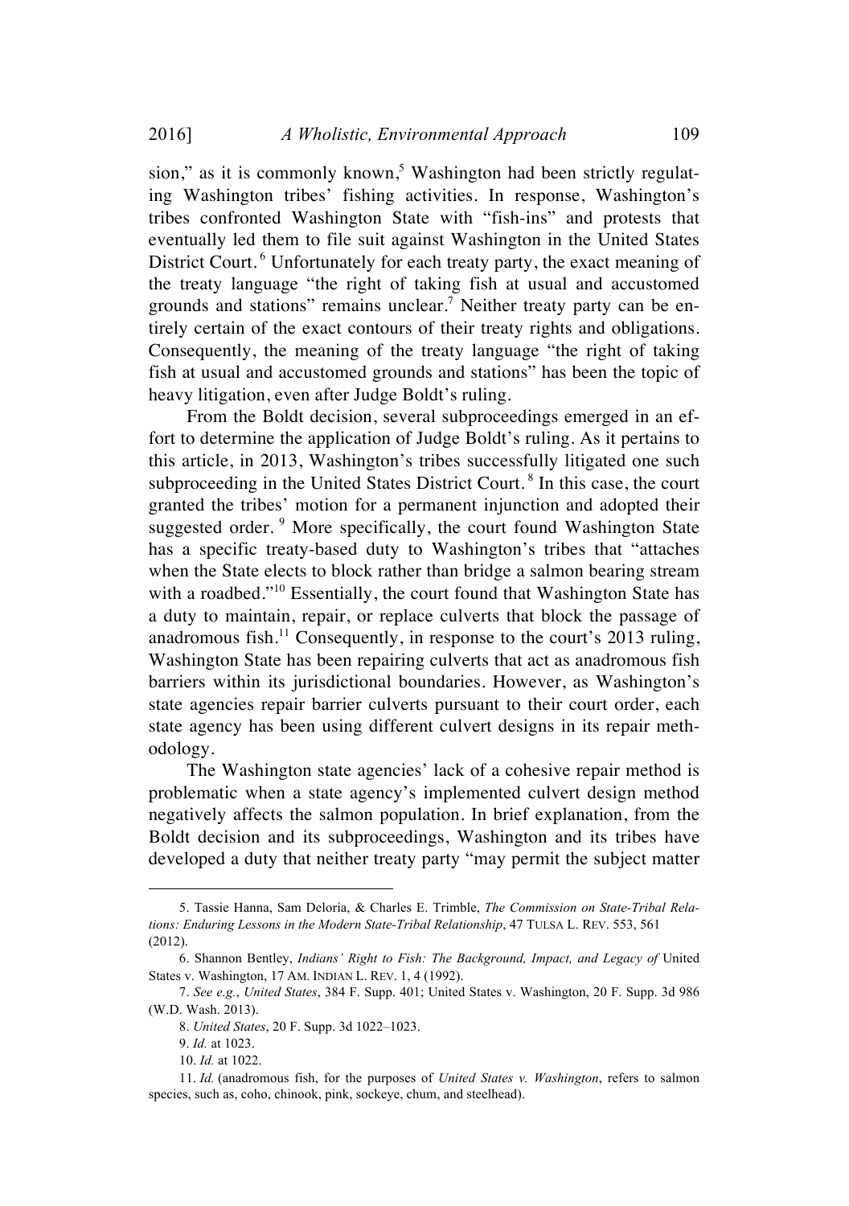sion," as it is commonly known,[5] Washington had been strictly regulating Washington tribes' fishing activities. In response, Washington's tribes confronted Washington State with "fish-ins" and protests that eventually led them to file suit against Washington in the United States District Court.[6] Unfortunately for each treaty party, the exact meaning of the treaty language "the right of taking fish at usual and accustomed grounds and stations" remains unclear.[7] Neither treaty party can be entirely certain of the exact contours of their treaty rights and obligations. Consequently, the meaning of the treaty language "the right of taking fish at usual and accustomed grounds and stations" has been the topic of heavy litigation, even after Judge Boldt's ruling.

From the Boldt decision, several subproceedings emerged in an effort to determine the application of Judge Boldt's ruling. As it pertains to this article, in 2013, Washington's tribes successfully litigated one such subproceeding in the United States District Court.[8] In this case, the court granted the tribes' motion for a permanent injunction and adopted their suggested order.[9] More specifically, the court found Washington State has a specific treaty-based duty to Washington's tribes that "attaches when the State elects to block rather than bridge a salmon bearing stream with a roadbed."[10] Essentially, the court found that Washington State has a duty to maintain, repair, or replace culverts that block the passage of anadromous fish.[11] Consequently, in response to the court's 2013 ruling, Washington State has been repairing culverts that act as anadromous fish barriers within its jurisdictional boundaries. However, as Washington's state agencies repair barrier culverts pursuant to their court order, each state agency has been using different culvert designs in its repair methodology.

The Washington state agencies' lack of a cohesive repair method is problematic when a state agency's implemented culvert design method negatively affects the salmon population. In brief explanation, from the Boldt decision and its subproceedings, Washington and its tribes have developed a duty that neither treaty party "may permit the subject matter

5. Tassie Hanna, Sam Deloria, & Charles E. Trimble, *The Commission on State-Tribal Relations: Enduring Lessons in the Modern State-Tribal Relationship*, 47 TULSA L. REV. 553, 561 (2012).

6. Shannon Bentley, *Indians' Right to Fish: The Background, Impact, and Legacy of* United States v. Washington, 17 AM. INDIAN L. REV. 1, 4 (1992).

7. *See e.g.*, *United States*, 384 F. Supp. 401; United States v. Washington, 20 F. Supp. 3d 986 (W.D. Wash. 2013).

8. *United States*, 20 F. Supp. 3d 1022–1023.

9. *Id.* at 1023.

10. *Id.* at 1022.

11. *Id.* (anadromous fish, for the purposes of *United States v. Washington*, refers to salmon species, such as, coho, chinook, pink, sockeye, chum, and steelhead).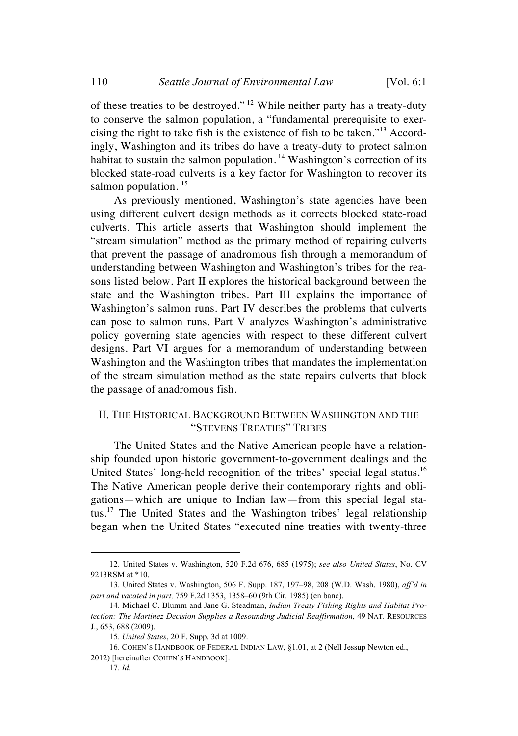of these treaties to be destroyed."[12] While neither party has a treaty-duty to conserve the salmon population, a "fundamental prerequisite to exercising the right to take fish is the existence of fish to be taken."[13] Accordingly, Washington and its tribes do have a treaty-duty to protect salmon habitat to sustain the salmon population.[14] Washington's correction of its blocked state-road culverts is a key factor for Washington to recover its salmon population.[15]

As previously mentioned, Washington's state agencies have been using different culvert design methods as it corrects blocked state-road culverts. This article asserts that Washington should implement the "stream simulation" method as the primary method of repairing culverts that prevent the passage of anadromous fish through a memorandum of understanding between Washington and Washington's tribes for the reasons listed below. Part II explores the historical background between the state and the Washington tribes. Part III explains the importance of Washington's salmon runs. Part IV describes the problems that culverts can pose to salmon runs. Part V analyzes Washington's administrative policy governing state agencies with respect to these different culvert designs. Part VI argues for a memorandum of understanding between Washington and the Washington tribes that mandates the implementation of the stream simulation method as the state repairs culverts that block the passage of anadromous fish.

## II. THE HISTORICAL BACKGROUND BETWEEN WASHINGTON AND THE "STEVENS TREATIES" TRIBES

The United States and the Native American people have a relationship founded upon historic government-to-government dealings and the United States' long-held recognition of the tribes' special legal status.[16] The Native American people derive their contemporary rights and obligations—which are unique to Indian law—from this special legal status.[17] The United States and the Washington tribes' legal relationship began when the United States "executed nine treaties with twenty-three

---

12. United States v. Washington, 520 F.2d 676, 685 (1975); *see also United States*, No. CV 9213RSM at *10.

13. United States v. Washington, 506 F. Supp. 187, 197–98, 208 (W.D. Wash. 1980), *aff'd in part and vacated in part,* 759 F.2d 1353, 1358–60 (9th Cir. 1985) (en banc).

14. Michael C. Blumm and Jane G. Steadman, *Indian Treaty Fishing Rights and Habitat Protection: The Martinez Decision Supplies a Resounding Judicial Reaffirmation*, 49 NAT. RESOURCES J., 653, 688 (2009).

15. *United States*, 20 F. Supp. 3d at 1009.

16. COHEN'S HANDBOOK OF FEDERAL INDIAN LAW, §1.01, at 2 (Nell Jessup Newton ed., 2012) [hereinafter COHEN'S HANDBOOK].

17. *Id.*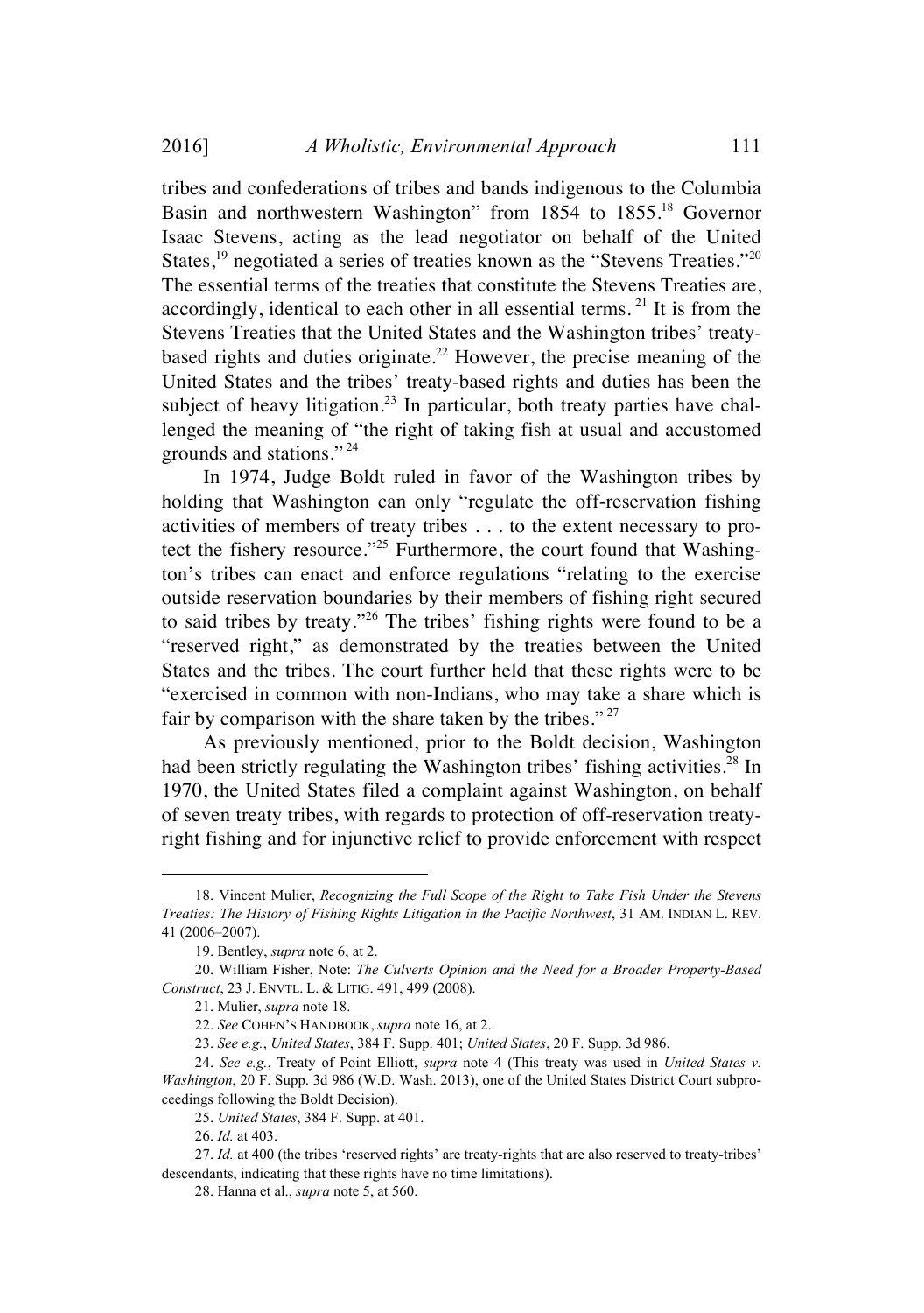tribes and confederations of tribes and bands indigenous to the Columbia Basin and northwestern Washington" from 1854 to 1855.[18] Governor Isaac Stevens, acting as the lead negotiator on behalf of the United States,[19] negotiated a series of treaties known as the "Stevens Treaties."[20] The essential terms of the treaties that constitute the Stevens Treaties are, accordingly, identical to each other in all essential terms.[21] It is from the Stevens Treaties that the United States and the Washington tribes' treaty-based rights and duties originate.[22] However, the precise meaning of the United States and the tribes' treaty-based rights and duties has been the subject of heavy litigation.[23] In particular, both treaty parties have challenged the meaning of "the right of taking fish at usual and accustomed grounds and stations."[24]

In 1974, Judge Boldt ruled in favor of the Washington tribes by holding that Washington can only "regulate the off-reservation fishing activities of members of treaty tribes . . . to the extent necessary to protect the fishery resource."[25] Furthermore, the court found that Washington's tribes can enact and enforce regulations "relating to the exercise outside reservation boundaries by their members of fishing right secured to said tribes by treaty."[26] The tribes' fishing rights were found to be a "reserved right," as demonstrated by the treaties between the United States and the tribes. The court further held that these rights were to be "exercised in common with non-Indians, who may take a share which is fair by comparison with the share taken by the tribes."[27]

As previously mentioned, prior to the Boldt decision, Washington had been strictly regulating the Washington tribes' fishing activities.[28] In 1970, the United States filed a complaint against Washington, on behalf of seven treaty tribes, with regards to protection of off-reservation treaty-right fishing and for injunctive relief to provide enforcement with respect

---

18. Vincent Mulier, *Recognizing the Full Scope of the Right to Take Fish Under the Stevens Treaties: The History of Fishing Rights Litigation in the Pacific Northwest*, 31 AM. INDIAN L. REV. 41 (2006–2007).

19. Bentley, *supra* note 6, at 2.

20. William Fisher, Note: *The Culverts Opinion and the Need for a Broader Property-Based Construct*, 23 J. ENVTL. L. & LITIG. 491, 499 (2008).

21. Mulier, *supra* note 18.

22. *See* COHEN'S HANDBOOK, *supra* note 16, at 2.

23. *See e.g.*, *United States*, 384 F. Supp. 401; *United States*, 20 F. Supp. 3d 986.

24. *See e.g.*, Treaty of Point Elliott, *supra* note 4 (This treaty was used in *United States v. Washington*, 20 F. Supp. 3d 986 (W.D. Wash. 2013), one of the United States District Court subproceedings following the Boldt Decision).

25. *United States*, 384 F. Supp. at 401.

26. *Id.* at 403.

27. *Id.* at 400 (the tribes 'reserved rights' are treaty-rights that are also reserved to treaty-tribes' descendants, indicating that these rights have no time limitations).

28. Hanna et al., *supra* note 5, at 560.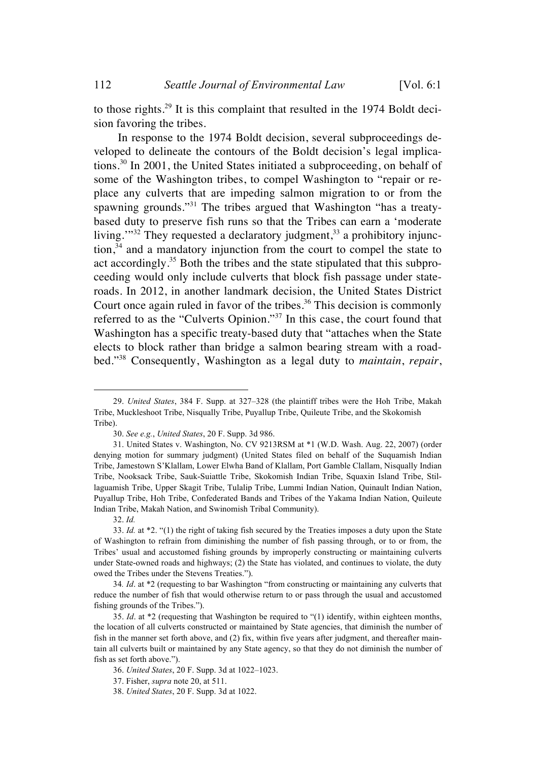to those rights.[29] It is this complaint that resulted in the 1974 Boldt decision favoring the tribes.

In response to the 1974 Boldt decision, several subproceedings developed to delineate the contours of the Boldt decision's legal implications.[30] In 2001, the United States initiated a subproceeding, on behalf of some of the Washington tribes, to compel Washington to "repair or replace any culverts that are impeding salmon migration to or from the spawning grounds."[31] The tribes argued that Washington "has a treaty-based duty to preserve fish runs so that the Tribes can earn a 'moderate living.'"[32] They requested a declaratory judgment,[33] a prohibitory injunction,[34] and a mandatory injunction from the court to compel the state to act accordingly.[35] Both the tribes and the state stipulated that this subproceeding would only include culverts that block fish passage under state-roads. In 2012, in another landmark decision, the United States District Court once again ruled in favor of the tribes.[36] This decision is commonly referred to as the "Culverts Opinion."[37] In this case, the court found that Washington has a specific treaty-based duty that "attaches when the State elects to block rather than bridge a salmon bearing stream with a roadbed."[38] Consequently, Washington as a legal duty to *maintain*, *repair*,

---

29. *United States*, 384 F. Supp. at 327–328 (the plaintiff tribes were the Hoh Tribe, Makah Tribe, Muckleshoot Tribe, Nisqually Tribe, Puyallup Tribe, Quileute Tribe, and the Skokomish Tribe).

30. *See e.g.*, *United States*, 20 F. Supp. 3d 986.

31. United States v. Washington, No. CV 9213RSM at *1 (W.D. Wash. Aug. 22, 2007) (order denying motion for summary judgment) (United States filed on behalf of the Suquamish Indian Tribe, Jamestown S'Klallam, Lower Elwha Band of Klallam, Port Gamble Clallam, Nisqually Indian Tribe, Nooksack Tribe, Sauk-Suiattle Tribe, Skokomish Indian Tribe, Squaxin Island Tribe, Stillaguamish Tribe, Upper Skagit Tribe, Tulalip Tribe, Lummi Indian Nation, Quinault Indian Nation, Puyallup Tribe, Hoh Tribe, Confederated Bands and Tribes of the Yakama Indian Nation, Quileute Indian Tribe, Makah Nation, and Swinomish Tribal Community).

32. *Id.*

33. *Id.* at *2. "(1) the right of taking fish secured by the Treaties imposes a duty upon the State of Washington to refrain from diminishing the number of fish passing through, or to or from, the Tribes' usual and accustomed fishing grounds by improperly constructing or maintaining culverts under State-owned roads and highways; (2) the State has violated, and continues to violate, the duty owed the Tribes under the Stevens Treaties.").

34. *Id*. at *2 (requesting to bar Washington "from constructing or maintaining any culverts that reduce the number of fish that would otherwise return to or pass through the usual and accustomed fishing grounds of the Tribes.").

35. *Id*. at *2 (requesting that Washington be required to "(1) identify, within eighteen months, the location of all culverts constructed or maintained by State agencies, that diminish the number of fish in the manner set forth above, and (2) fix, within five years after judgment, and thereafter maintain all culverts built or maintained by any State agency, so that they do not diminish the number of fish as set forth above.").

36. *United States*, 20 F. Supp. 3d at 1022–1023.

37. Fisher, *supra* note 20, at 511.

38. *United States*, 20 F. Supp. 3d at 1022.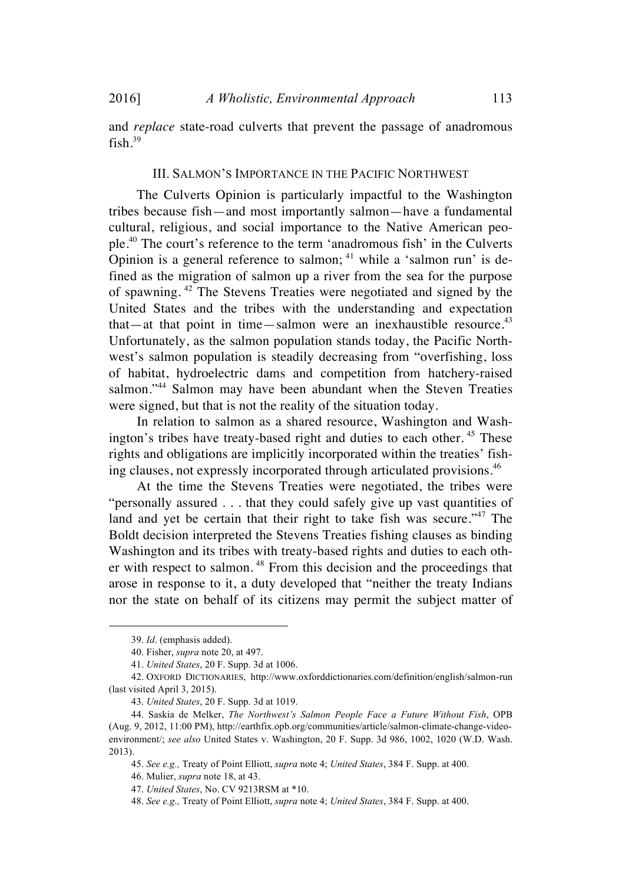and *replace* state-road culverts that prevent the passage of anadromous fish.[39]

## III. Salmon's Importance in the Pacific Northwest

The Culverts Opinion is particularly impactful to the Washington tribes because fish—and most importantly salmon—have a fundamental cultural, religious, and social importance to the Native American people.[40] The court's reference to the term 'anadromous fish' in the Culverts Opinion is a general reference to salmon;[41] while a 'salmon run' is defined as the migration of salmon up a river from the sea for the purpose of spawning.[42] The Stevens Treaties were negotiated and signed by the United States and the tribes with the understanding and expectation that—at that point in time—salmon were an inexhaustible resource.[43] Unfortunately, as the salmon population stands today, the Pacific Northwest's salmon population is steadily decreasing from "overfishing, loss of habitat, hydroelectric dams and competition from hatchery-raised salmon."[44] Salmon may have been abundant when the Steven Treaties were signed, but that is not the reality of the situation today.

In relation to salmon as a shared resource, Washington and Washington's tribes have treaty-based right and duties to each other.[45] These rights and obligations are implicitly incorporated within the treaties' fishing clauses, not expressly incorporated through articulated provisions.[46]

At the time the Stevens Treaties were negotiated, the tribes were "personally assured . . . that they could safely give up vast quantities of land and yet be certain that their right to take fish was secure."[47] The Boldt decision interpreted the Stevens Treaties fishing clauses as binding Washington and its tribes with treaty-based rights and duties to each other with respect to salmon.[48] From this decision and the proceedings that arose in response to it, a duty developed that "neither the treaty Indians nor the state on behalf of its citizens may permit the subject matter of

---

39. *Id*. (emphasis added).

40. Fisher, *supra* note 20, at 497.

41. *United States*, 20 F. Supp. 3d at 1006.

42. Oxford Dictionaries, http://www.oxforddictionaries.com/definition/english/salmon-run (last visited April 3, 2015).

43. *United States*, 20 F. Supp. 3d at 1019.

44. Saskia de Melker, *The Northwest's Salmon People Face a Future Without Fish*, OPB (Aug. 9, 2012, 11:00 PM), http://earthfix.opb.org/communities/article/salmon-climate-change-video-environment/; *see also* United States v. Washington, 20 F. Supp. 3d 986, 1002, 1020 (W.D. Wash. 2013).

45. *See e.g.,* Treaty of Point Elliott, *supra* note 4; *United States*, 384 F. Supp. at 400.

46. Mulier, *supra* note 18, at 43.

47. *United States*, No. CV 9213RSM at *10.

48. *See e.g.,* Treaty of Point Elliott, *supra* note 4; *United States*, 384 F. Supp. at 400.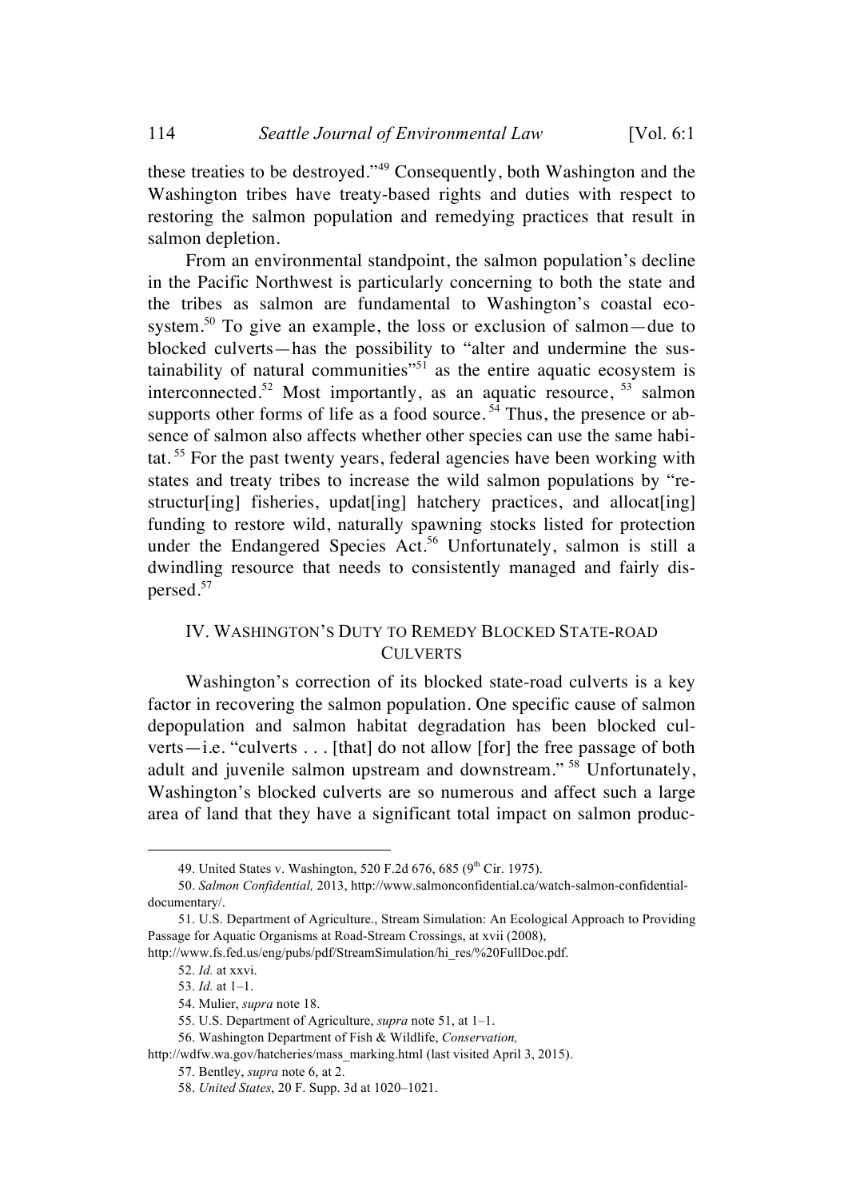these treaties to be destroyed."[49] Consequently, both Washington and the Washington tribes have treaty-based rights and duties with respect to restoring the salmon population and remedying practices that result in salmon depletion.

From an environmental standpoint, the salmon population's decline in the Pacific Northwest is particularly concerning to both the state and the tribes as salmon are fundamental to Washington's coastal ecosystem.[50] To give an example, the loss or exclusion of salmon—due to blocked culverts—has the possibility to "alter and undermine the sustainability of natural communities"[51] as the entire aquatic ecosystem is interconnected.[52] Most importantly, as an aquatic resource, [53] salmon supports other forms of life as a food source. [54] Thus, the presence or absence of salmon also affects whether other species can use the same habitat. [55] For the past twenty years, federal agencies have been working with states and treaty tribes to increase the wild salmon populations by "restructur[ing] fisheries, updat[ing] hatchery practices, and allocat[ing] funding to restore wild, naturally spawning stocks listed for protection under the Endangered Species Act.[56] Unfortunately, salmon is still a dwindling resource that needs to consistently managed and fairly dispersed.[57]

## IV. WASHINGTON'S DUTY TO REMEDY BLOCKED STATE-ROAD CULVERTS

Washington's correction of its blocked state-road culverts is a key factor in recovering the salmon population. One specific cause of salmon depopulation and salmon habitat degradation has been blocked culverts—i.e. "culverts . . . [that] do not allow [for] the free passage of both adult and juvenile salmon upstream and downstream." [58] Unfortunately, Washington's blocked culverts are so numerous and affect such a large area of land that they have a significant total impact on salmon produc-

---

49. United States v. Washington, 520 F.2d 676, 685 (9th Cir. 1975).

50. *Salmon Confidential,* 2013, http://www.salmonconfidential.ca/watch-salmon-confidential-documentary/.

51. U.S. Department of Agriculture., Stream Simulation: An Ecological Approach to Providing Passage for Aquatic Organisms at Road-Stream Crossings, at xvii (2008), http://www.fs.fed.us/eng/pubs/pdf/StreamSimulation/hi_res/%20FullDoc.pdf.

52. *Id.* at xxvi.

53. *Id.* at 1–1.

54. Mulier, *supra* note 18.

55. U.S. Department of Agriculture, *supra* note 51, at 1–1.

56. Washington Department of Fish & Wildlife, *Conservation,* http://wdfw.wa.gov/hatcheries/mass_marking.html (last visited April 3, 2015).

57. Bentley, *supra* note 6, at 2.

58. *United States*, 20 F. Supp. 3d at 1020–1021.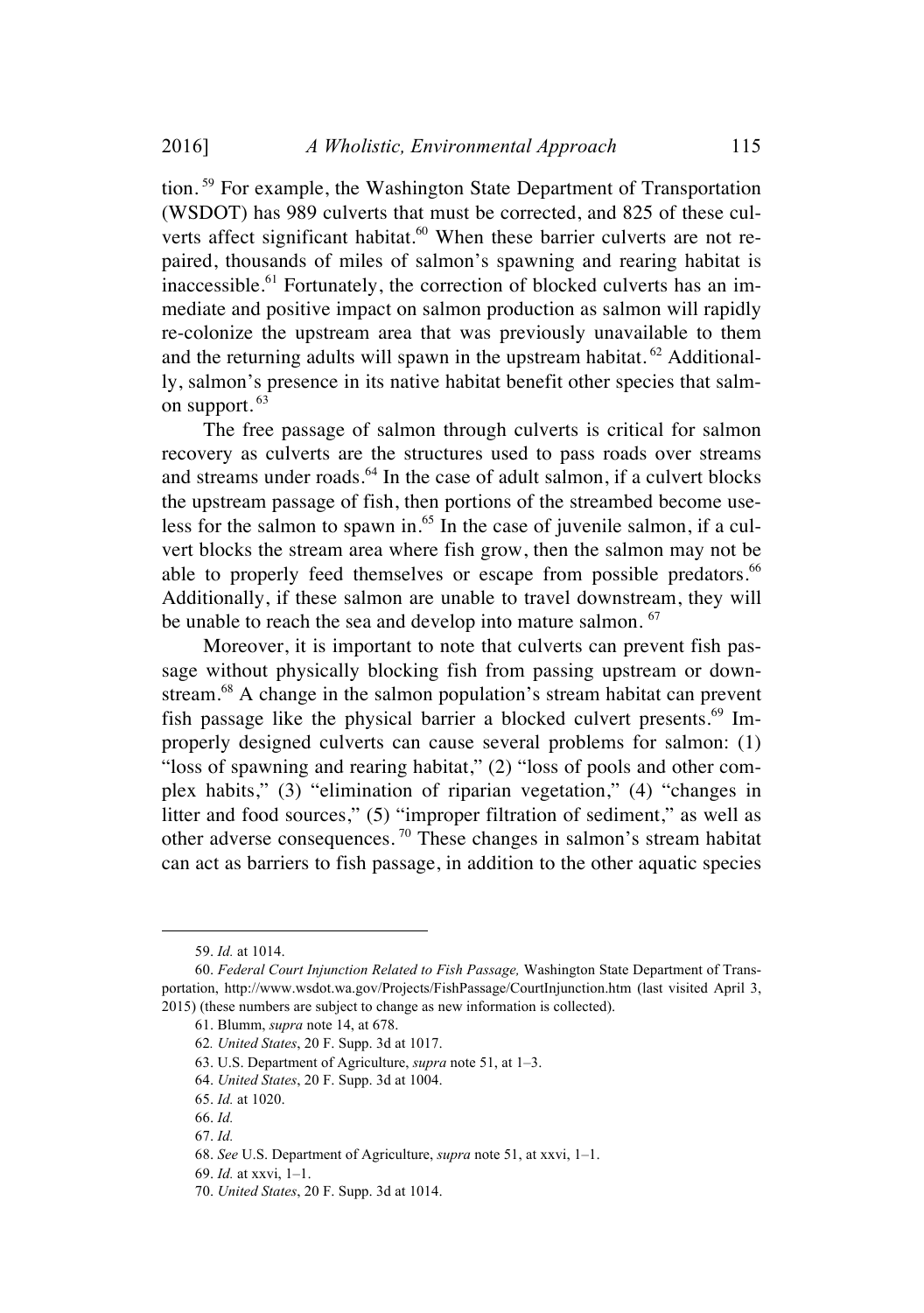tion.[59] For example, the Washington State Department of Transportation (WSDOT) has 989 culverts that must be corrected, and 825 of these culverts affect significant habitat.[60] When these barrier culverts are not repaired, thousands of miles of salmon's spawning and rearing habitat is inaccessible.[61] Fortunately, the correction of blocked culverts has an immediate and positive impact on salmon production as salmon will rapidly re-colonize the upstream area that was previously unavailable to them and the returning adults will spawn in the upstream habitat.[62] Additionally, salmon's presence in its native habitat benefit other species that salmon support.[63]

The free passage of salmon through culverts is critical for salmon recovery as culverts are the structures used to pass roads over streams and streams under roads.[64] In the case of adult salmon, if a culvert blocks the upstream passage of fish, then portions of the streambed become useless for the salmon to spawn in.[65] In the case of juvenile salmon, if a culvert blocks the stream area where fish grow, then the salmon may not be able to properly feed themselves or escape from possible predators.[66] Additionally, if these salmon are unable to travel downstream, they will be unable to reach the sea and develop into mature salmon.[67]

Moreover, it is important to note that culverts can prevent fish passage without physically blocking fish from passing upstream or downstream.[68] A change in the salmon population's stream habitat can prevent fish passage like the physical barrier a blocked culvert presents.[69] Improperly designed culverts can cause several problems for salmon: (1) "loss of spawning and rearing habitat," (2) "loss of pools and other complex habits," (3) "elimination of riparian vegetation," (4) "changes in litter and food sources," (5) "improper filtration of sediment," as well as other adverse consequences.[70] These changes in salmon's stream habitat can act as barriers to fish passage, in addition to the other aquatic species

---

59. *Id.* at 1014.

60. *Federal Court Injunction Related to Fish Passage,* Washington State Department of Transportation, http://www.wsdot.wa.gov/Projects/FishPassage/CourtInjunction.htm (last visited April 3, 2015) (these numbers are subject to change as new information is collected).

61. Blumm, *supra* note 14, at 678.

62. *United States*, 20 F. Supp. 3d at 1017.

63. U.S. Department of Agriculture, *supra* note 51, at 1–3.

64. *United States*, 20 F. Supp. 3d at 1004.

65. *Id.* at 1020.

66. *Id.*

67. *Id.*

68. *See* U.S. Department of Agriculture, *supra* note 51, at xxvi, 1–1.

69. *Id.* at xxvi, 1–1.

70. *United States*, 20 F. Supp. 3d at 1014.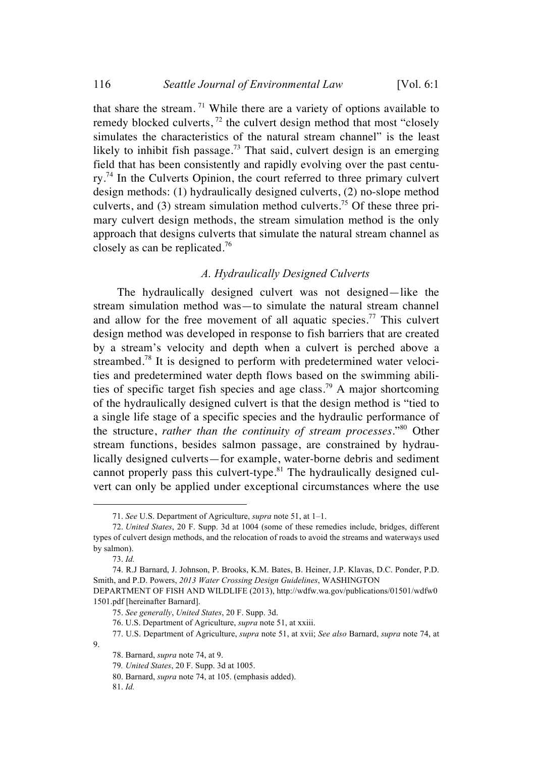that share the stream.[71] While there are a variety of options available to remedy blocked culverts,[72] the culvert design method that most "closely simulates the characteristics of the natural stream channel" is the least likely to inhibit fish passage.[73] That said, culvert design is an emerging field that has been consistently and rapidly evolving over the past century.[74] In the Culverts Opinion, the court referred to three primary culvert design methods: (1) hydraulically designed culverts, (2) no-slope method culverts, and (3) stream simulation method culverts.[75] Of these three primary culvert design methods, the stream simulation method is the only approach that designs culverts that simulate the natural stream channel as closely as can be replicated.[76]

### *A. Hydraulically Designed Culverts*

The hydraulically designed culvert was not designed—like the stream simulation method was—to simulate the natural stream channel and allow for the free movement of all aquatic species.[77] This culvert design method was developed in response to fish barriers that are created by a stream's velocity and depth when a culvert is perched above a streambed.[78] It is designed to perform with predetermined water velocities and predetermined water depth flows based on the swimming abilities of specific target fish species and age class.[79] A major shortcoming of the hydraulically designed culvert is that the design method is "tied to a single life stage of a specific species and the hydraulic performance of the structure, *rather than the continuity of stream processes*."[80] Other stream functions, besides salmon passage, are constrained by hydraulically designed culverts—for example, water-borne debris and sediment cannot properly pass this culvert-type.[81] The hydraulically designed culvert can only be applied under exceptional circumstances where the use

---

71. *See* U.S. Department of Agriculture, *supra* note 51, at 1–1.

72. *United States*, 20 F. Supp. 3d at 1004 (some of these remedies include, bridges, different types of culvert design methods, and the relocation of roads to avoid the streams and waterways used by salmon).

73. *Id.*

74. R.J Barnard, J. Johnson, P. Brooks, K.M. Bates, B. Heiner, J.P. Klavas, D.C. Ponder, P.D. Smith, and P.D. Powers, *2013 Water Crossing Design Guidelines*, WASHINGTON DEPARTMENT OF FISH AND WILDLIFE (2013), http://wdfw.wa.gov/publications/01501/wdfw01501.pdf [hereinafter Barnard].

75. *See generally*, *United States*, 20 F. Supp. 3d.

76. U.S. Department of Agriculture, *supra* note 51, at xxiii.

77. U.S. Department of Agriculture, *supra* note 51, at xvii; *See also* Barnard, *supra* note 74, at 9.

78. Barnard, *supra* note 74, at 9.

79. *United States*, 20 F. Supp. 3d at 1005.

80. Barnard, *supra* note 74, at 105. (emphasis added).

81. *Id.*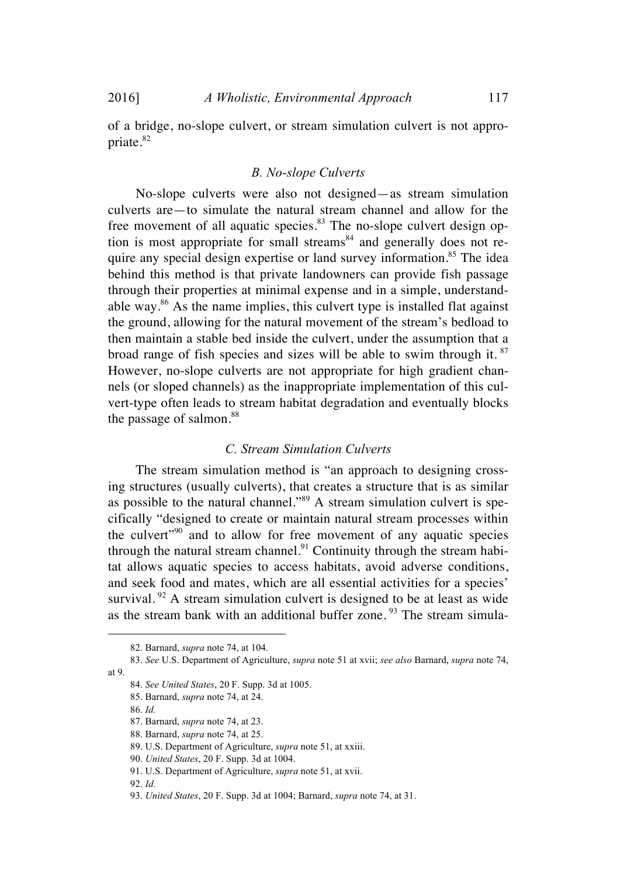of a bridge, no-slope culvert, or stream simulation culvert is not appropriate.[82]

### *B. No-slope Culverts*

No-slope culverts were also not designed—as stream simulation culverts are—to simulate the natural stream channel and allow for the free movement of all aquatic species.[83] The no-slope culvert design option is most appropriate for small streams[84] and generally does not require any special design expertise or land survey information.[85] The idea behind this method is that private landowners can provide fish passage through their properties at minimal expense and in a simple, understandable way.[86] As the name implies, this culvert type is installed flat against the ground, allowing for the natural movement of the stream's bedload to then maintain a stable bed inside the culvert, under the assumption that a broad range of fish species and sizes will be able to swim through it.[87] However, no-slope culverts are not appropriate for high gradient channels (or sloped channels) as the inappropriate implementation of this culvert-type often leads to stream habitat degradation and eventually blocks the passage of salmon.[88]

### *C. Stream Simulation Culverts*

The stream simulation method is "an approach to designing crossing structures (usually culverts), that creates a structure that is as similar as possible to the natural channel."[89] A stream simulation culvert is specifically "designed to create or maintain natural stream processes within the culvert"[90] and to allow for free movement of any aquatic species through the natural stream channel.[91] Continuity through the stream habitat allows aquatic species to access habitats, avoid adverse conditions, and seek food and mates, which are all essential activities for a species' survival.[92] A stream simulation culvert is designed to be at least as wide as the stream bank with an additional buffer zone.[93] The stream simula-

---

82. Barnard, *supra* note 74, at 104.

83. *See* U.S. Department of Agriculture, *supra* note 51 at xvii; *see also* Barnard, *supra* note 74, at 9.

84. *See United States*, 20 F. Supp. 3d at 1005.

85. Barnard, *supra* note 74, at 24.

86. *Id.*

87. Barnard, *supra* note 74, at 23.

88. Barnard, *supra* note 74, at 25.

89. U.S. Department of Agriculture, *supra* note 51, at xxiii.

90. *United States*, 20 F. Supp. 3d at 1004.

91. U.S. Department of Agriculture, *supra* note 51, at xvii.

92. *Id.*

93. *United States*, 20 F. Supp. 3d at 1004; Barnard, *supra* note 74, at 31.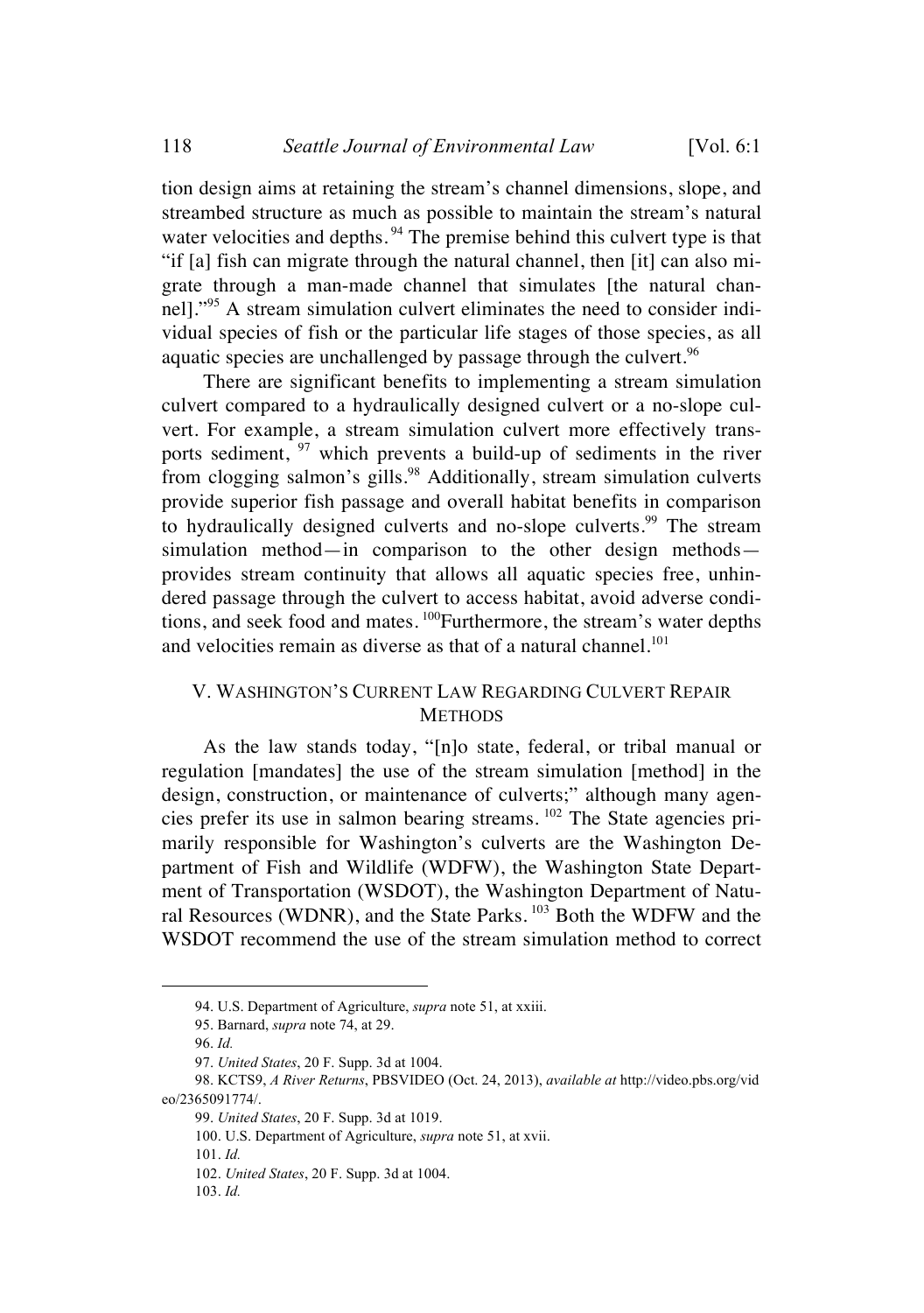tion design aims at retaining the stream's channel dimensions, slope, and streambed structure as much as possible to maintain the stream's natural water velocities and depths.[94] The premise behind this culvert type is that "if [a] fish can migrate through the natural channel, then [it] can also migrate through a man-made channel that simulates [the natural channel]."[95] A stream simulation culvert eliminates the need to consider individual species of fish or the particular life stages of those species, as all aquatic species are unchallenged by passage through the culvert.[96]

There are significant benefits to implementing a stream simulation culvert compared to a hydraulically designed culvert or a no-slope culvert. For example, a stream simulation culvert more effectively transports sediment,[97] which prevents a build-up of sediments in the river from clogging salmon's gills.[98] Additionally, stream simulation culverts provide superior fish passage and overall habitat benefits in comparison to hydraulically designed culverts and no-slope culverts.[99] The stream simulation method—in comparison to the other design methods—provides stream continuity that allows all aquatic species free, unhindered passage through the culvert to access habitat, avoid adverse conditions, and seek food and mates.[100] Furthermore, the stream's water depths and velocities remain as diverse as that of a natural channel.[101]

## V. WASHINGTON'S CURRENT LAW REGARDING CULVERT REPAIR METHODS

As the law stands today, "[n]o state, federal, or tribal manual or regulation [mandates] the use of the stream simulation [method] in the design, construction, or maintenance of culverts;" although many agencies prefer its use in salmon bearing streams.[102] The State agencies primarily responsible for Washington's culverts are the Washington Department of Fish and Wildlife (WDFW), the Washington State Department of Transportation (WSDOT), the Washington Department of Natural Resources (WDNR), and the State Parks.[103] Both the WDFW and the WSDOT recommend the use of the stream simulation method to correct

---

94. U.S. Department of Agriculture, *supra* note 51, at xxiii.

95. Barnard, *supra* note 74, at 29.

96. *Id.*

97. *United States*, 20 F. Supp. 3d at 1004.

98. KCTS9, *A River Returns*, PBSVIDEO (Oct. 24, 2013), *available at* http://video.pbs.org/video/2365091774/.

99. *United States*, 20 F. Supp. 3d at 1019.

100. U.S. Department of Agriculture, *supra* note 51, at xvii.

101. *Id.*

102. *United States*, 20 F. Supp. 3d at 1004.

103. *Id.*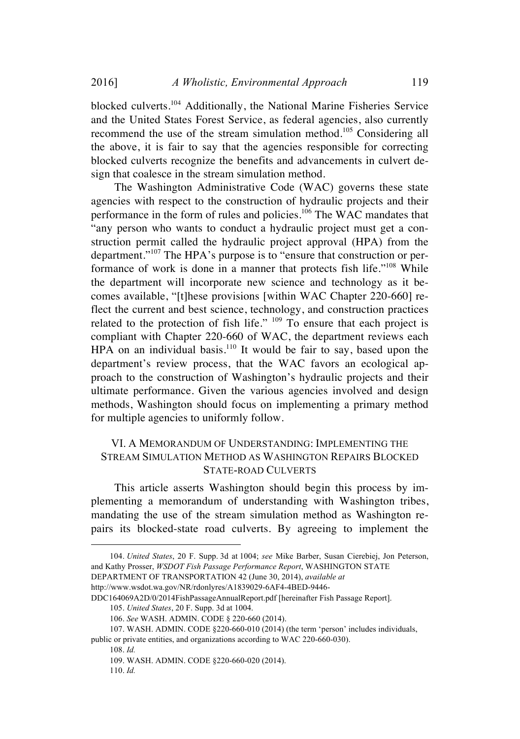blocked culverts.[104] Additionally, the National Marine Fisheries Service and the United States Forest Service, as federal agencies, also currently recommend the use of the stream simulation method.[105] Considering all the above, it is fair to say that the agencies responsible for correcting blocked culverts recognize the benefits and advancements in culvert design that coalesce in the stream simulation method.

The Washington Administrative Code (WAC) governs these state agencies with respect to the construction of hydraulic projects and their performance in the form of rules and policies.[106] The WAC mandates that "any person who wants to conduct a hydraulic project must get a construction permit called the hydraulic project approval (HPA) from the department."[107] The HPA's purpose is to "ensure that construction or performance of work is done in a manner that protects fish life."[108] While the department will incorporate new science and technology as it becomes available, "[t]hese provisions [within WAC Chapter 220-660] reflect the current and best science, technology, and construction practices related to the protection of fish life." [109] To ensure that each project is compliant with Chapter 220-660 of WAC, the department reviews each HPA on an individual basis.[110] It would be fair to say, based upon the department's review process, that the WAC favors an ecological approach to the construction of Washington's hydraulic projects and their ultimate performance. Given the various agencies involved and design methods, Washington should focus on implementing a primary method for multiple agencies to uniformly follow.

## VI. A MEMORANDUM OF UNDERSTANDING: IMPLEMENTING THE STREAM SIMULATION METHOD AS WASHINGTON REPAIRS BLOCKED STATE-ROAD CULVERTS

This article asserts Washington should begin this process by implementing a memorandum of understanding with Washington tribes, mandating the use of the stream simulation method as Washington repairs its blocked-state road culverts. By agreeing to implement the

---

104. *United States*, 20 F. Supp. 3d at 1004; *see* Mike Barber, Susan Cierebiej, Jon Peterson, and Kathy Prosser, *WSDOT Fish Passage Performance Report*, WASHINGTON STATE DEPARTMENT OF TRANSPORTATION 42 (June 30, 2014), *available at* http://www.wsdot.wa.gov/NR/rdonlyres/A1839029-6AF4-4BED-9446-DDC164069A2D/0/2014FishPassageAnnualReport.pdf [hereinafter Fish Passage Report].

105. *United States*, 20 F. Supp. 3d at 1004.

106. *See* WASH. ADMIN. CODE § 220-660 (2014).

107. WASH. ADMIN. CODE §220-660-010 (2014) (the term 'person' includes individuals, public or private entities, and organizations according to WAC 220-660-030).

108. *Id.*

109. WASH. ADMIN. CODE §220-660-020 (2014).

110. *Id.*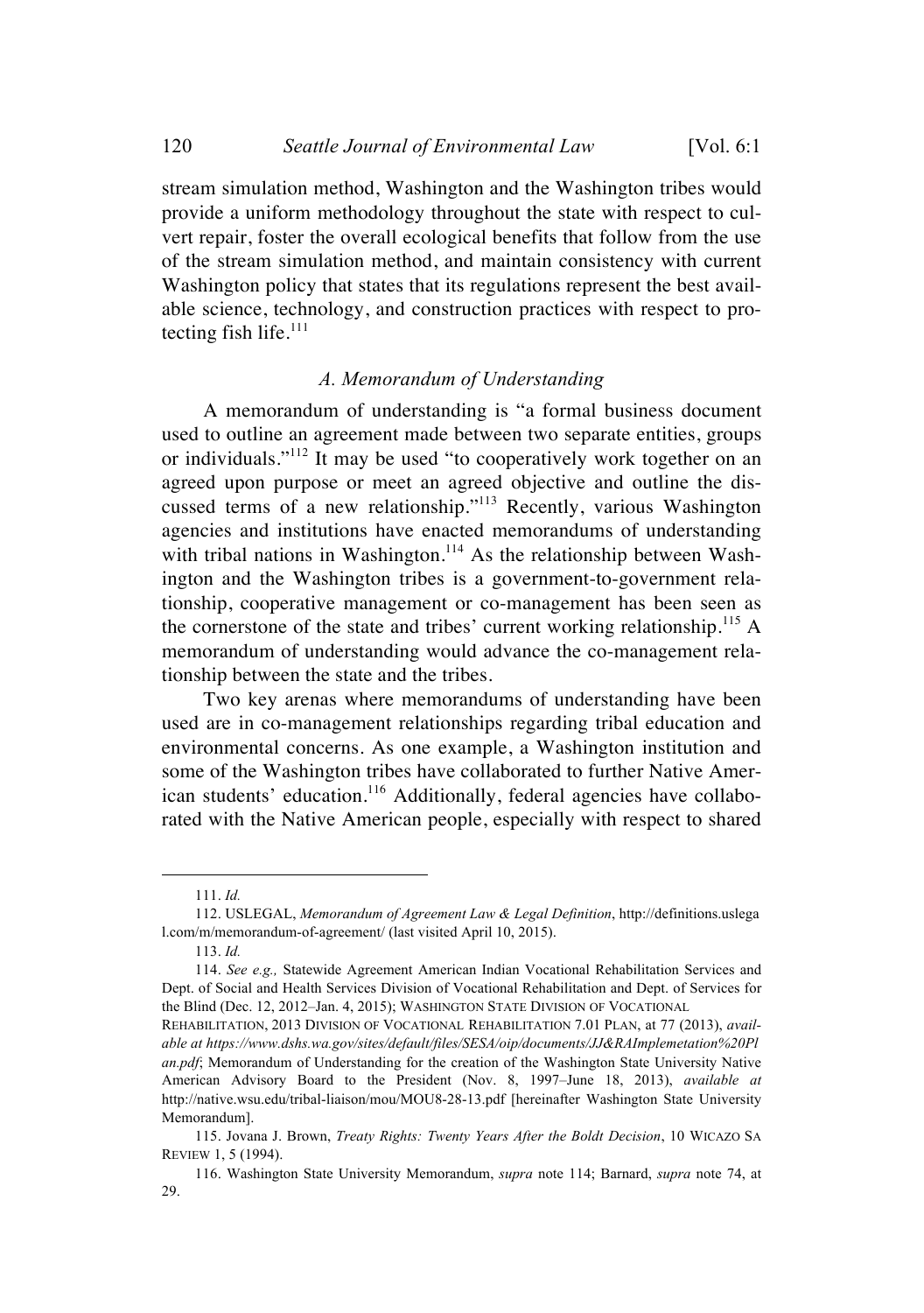stream simulation method, Washington and the Washington tribes would provide a uniform methodology throughout the state with respect to culvert repair, foster the overall ecological benefits that follow from the use of the stream simulation method, and maintain consistency with current Washington policy that states that its regulations represent the best available science, technology, and construction practices with respect to protecting fish life.[111]

### *A. Memorandum of Understanding*

A memorandum of understanding is "a formal business document used to outline an agreement made between two separate entities, groups or individuals."[112] It may be used "to cooperatively work together on an agreed upon purpose or meet an agreed objective and outline the discussed terms of a new relationship."[113] Recently, various Washington agencies and institutions have enacted memorandums of understanding with tribal nations in Washington.[114] As the relationship between Washington and the Washington tribes is a government-to-government relationship, cooperative management or co-management has been seen as the cornerstone of the state and tribes' current working relationship.[115] A memorandum of understanding would advance the co-management relationship between the state and the tribes.

Two key arenas where memorandums of understanding have been used are in co-management relationships regarding tribal education and environmental concerns. As one example, a Washington institution and some of the Washington tribes have collaborated to further Native American students' education.[116] Additionally, federal agencies have collaborated with the Native American people, especially with respect to shared

---

111. *Id.*

112. USLEGAL, *Memorandum of Agreement Law & Legal Definition*, http://definitions.uslegal.com/m/memorandum-of-agreement/ (last visited April 10, 2015).

113. *Id.*

114. *See e.g.,* Statewide Agreement American Indian Vocational Rehabilitation Services and Dept. of Social and Health Services Division of Vocational Rehabilitation and Dept. of Services for the Blind (Dec. 12, 2012–Jan. 4, 2015); WASHINGTON STATE DIVISION OF VOCATIONAL REHABILITATION, 2013 DIVISION OF VOCATIONAL REHABILITATION 7.01 PLAN, at 77 (2013), *available at https://www.dshs.wa.gov/sites/default/files/SESA/oip/documents/JJ&RAImplemetation%20Plan.pdf*; Memorandum of Understanding for the creation of the Washington State University Native American Advisory Board to the President (Nov. 8, 1997–June 18, 2013), *available at* http://native.wsu.edu/tribal-liaison/mou/MOU8-28-13.pdf [hereinafter Washington State University Memorandum].

115. Jovana J. Brown, *Treaty Rights: Twenty Years After the Boldt Decision*, 10 WICAZO SA REVIEW 1, 5 (1994).

116. Washington State University Memorandum, *supra* note 114; Barnard, *supra* note 74, at 29.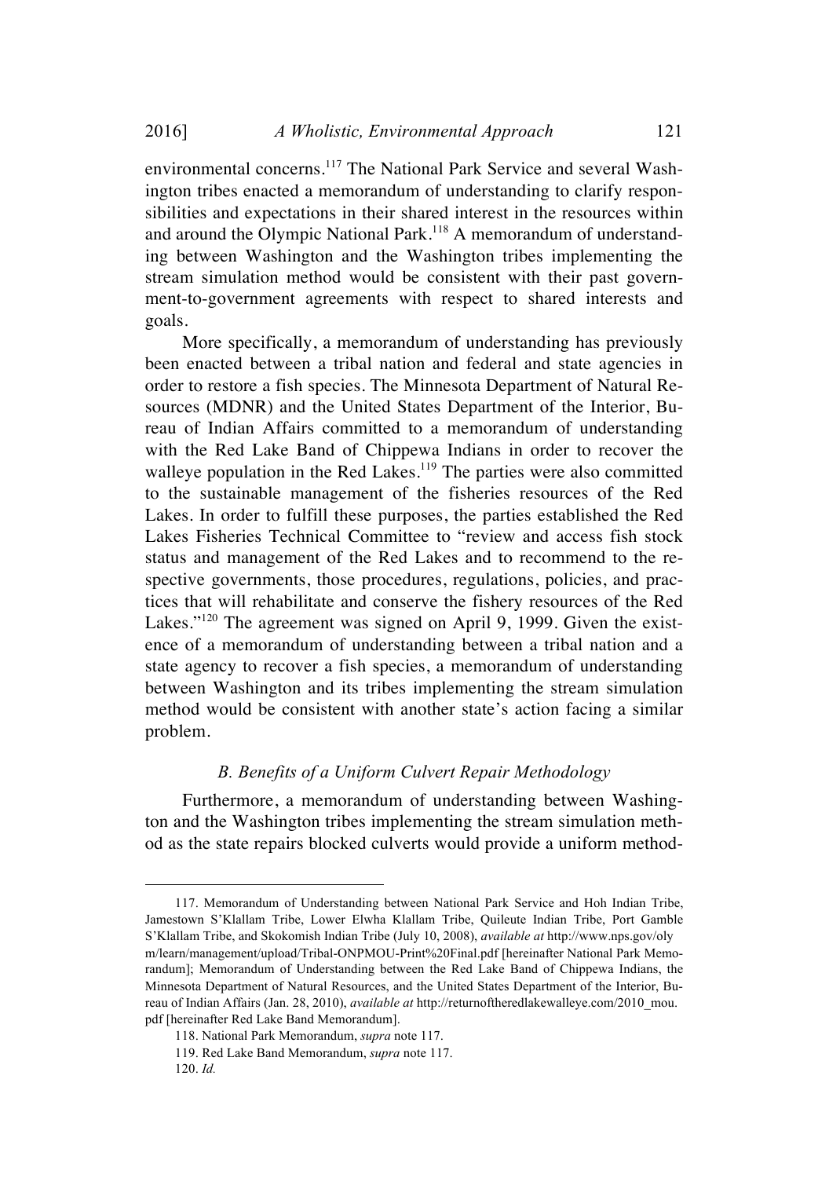environmental concerns.[117] The National Park Service and several Washington tribes enacted a memorandum of understanding to clarify responsibilities and expectations in their shared interest in the resources within and around the Olympic National Park.[118] A memorandum of understanding between Washington and the Washington tribes implementing the stream simulation method would be consistent with their past government-to-government agreements with respect to shared interests and goals.

More specifically, a memorandum of understanding has previously been enacted between a tribal nation and federal and state agencies in order to restore a fish species. The Minnesota Department of Natural Resources (MDNR) and the United States Department of the Interior, Bureau of Indian Affairs committed to a memorandum of understanding with the Red Lake Band of Chippewa Indians in order to recover the walleye population in the Red Lakes.[119] The parties were also committed to the sustainable management of the fisheries resources of the Red Lakes. In order to fulfill these purposes, the parties established the Red Lakes Fisheries Technical Committee to "review and access fish stock status and management of the Red Lakes and to recommend to the respective governments, those procedures, regulations, policies, and practices that will rehabilitate and conserve the fishery resources of the Red Lakes."[120] The agreement was signed on April 9, 1999. Given the existence of a memorandum of understanding between a tribal nation and a state agency to recover a fish species, a memorandum of understanding between Washington and its tribes implementing the stream simulation method would be consistent with another state's action facing a similar problem.

### *B. Benefits of a Uniform Culvert Repair Methodology*

Furthermore, a memorandum of understanding between Washington and the Washington tribes implementing the stream simulation method as the state repairs blocked culverts would provide a uniform method-

---

117. Memorandum of Understanding between National Park Service and Hoh Indian Tribe, Jamestown S'Klallam Tribe, Lower Elwha Klallam Tribe, Quileute Indian Tribe, Port Gamble S'Klallam Tribe, and Skokomish Indian Tribe (July 10, 2008), *available at* http://www.nps.gov/olym/learn/management/upload/Tribal-ONPMOU-Print%20Final.pdf [hereinafter National Park Memorandum]; Memorandum of Understanding between the Red Lake Band of Chippewa Indians, the Minnesota Department of Natural Resources, and the United States Department of the Interior, Bureau of Indian Affairs (Jan. 28, 2010), *available at* http://returnoftheredlakewalleye.com/2010_mou.pdf [hereinafter Red Lake Band Memorandum].

118. National Park Memorandum, *supra* note 117.

119. Red Lake Band Memorandum, *supra* note 117.

120. *Id.*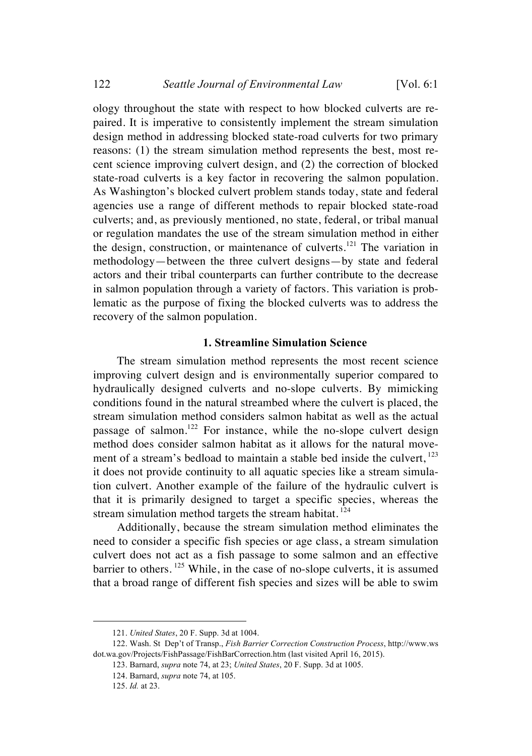ology throughout the state with respect to how blocked culverts are repaired. It is imperative to consistently implement the stream simulation design method in addressing blocked state-road culverts for two primary reasons: (1) the stream simulation method represents the best, most recent science improving culvert design, and (2) the correction of blocked state-road culverts is a key factor in recovering the salmon population. As Washington's blocked culvert problem stands today, state and federal agencies use a range of different methods to repair blocked state-road culverts; and, as previously mentioned, no state, federal, or tribal manual or regulation mandates the use of the stream simulation method in either the design, construction, or maintenance of culverts.[121] The variation in methodology—between the three culvert designs—by state and federal actors and their tribal counterparts can further contribute to the decrease in salmon population through a variety of factors. This variation is problematic as the purpose of fixing the blocked culverts was to address the recovery of the salmon population.

### 1. Streamline Simulation Science

The stream simulation method represents the most recent science improving culvert design and is environmentally superior compared to hydraulically designed culverts and no-slope culverts. By mimicking conditions found in the natural streambed where the culvert is placed, the stream simulation method considers salmon habitat as well as the actual passage of salmon.[122] For instance, while the no-slope culvert design method does consider salmon habitat as it allows for the natural movement of a stream's bedload to maintain a stable bed inside the culvert,[123] it does not provide continuity to all aquatic species like a stream simulation culvert. Another example of the failure of the hydraulic culvert is that it is primarily designed to target a specific species, whereas the stream simulation method targets the stream habitat.[124]

Additionally, because the stream simulation method eliminates the need to consider a specific fish species or age class, a stream simulation culvert does not act as a fish passage to some salmon and an effective barrier to others.[125] While, in the case of no-slope culverts, it is assumed that a broad range of different fish species and sizes will be able to swim

---

121. *United States*, 20 F. Supp. 3d at 1004.

122. Wash. St Dep't of Transp., *Fish Barrier Correction Construction Process*, http://www.wsdot.wa.gov/Projects/FishPassage/FishBarCorrection.htm (last visited April 16, 2015).

123. Barnard, *supra* note 74, at 23; *United States*, 20 F. Supp. 3d at 1005.

124. Barnard, *supra* note 74, at 105.

125. *Id.* at 23.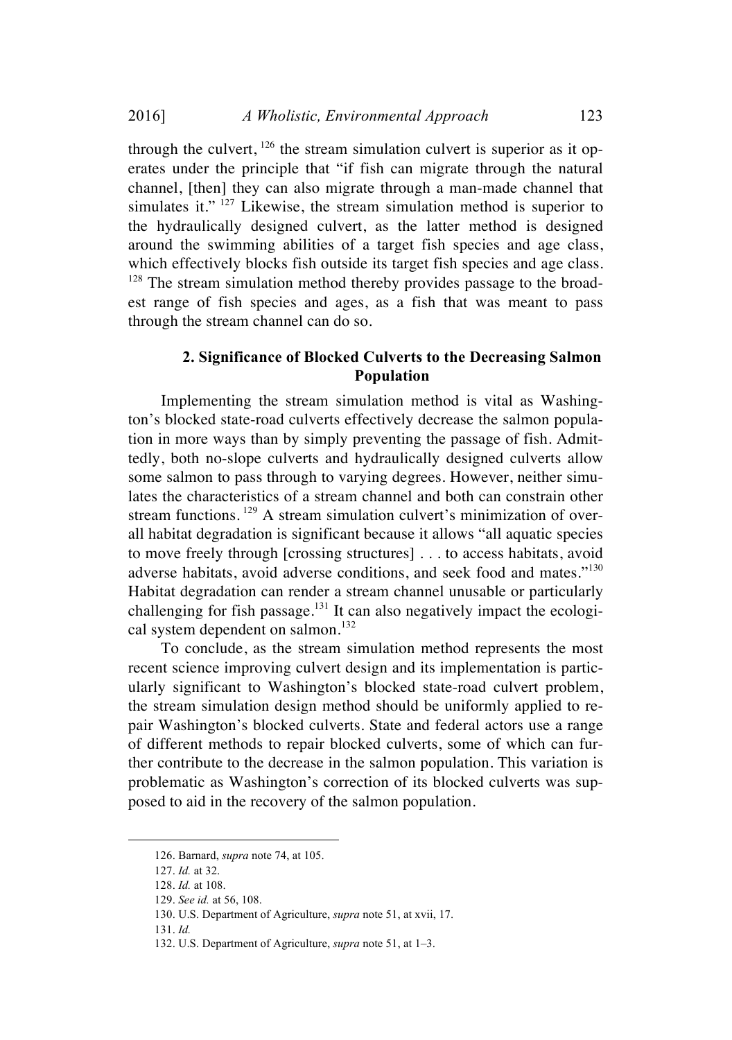through the culvert,[126] the stream simulation culvert is superior as it operates under the principle that "if fish can migrate through the natural channel, [then] they can also migrate through a man-made channel that simulates it."[127] Likewise, the stream simulation method is superior to the hydraulically designed culvert, as the latter method is designed around the swimming abilities of a target fish species and age class, which effectively blocks fish outside its target fish species and age class.[128] The stream simulation method thereby provides passage to the broadest range of fish species and ages, as a fish that was meant to pass through the stream channel can do so.

### 2. Significance of Blocked Culverts to the Decreasing Salmon Population

Implementing the stream simulation method is vital as Washington's blocked state-road culverts effectively decrease the salmon population in more ways than by simply preventing the passage of fish. Admittedly, both no-slope culverts and hydraulically designed culverts allow some salmon to pass through to varying degrees. However, neither simulates the characteristics of a stream channel and both can constrain other stream functions.[129] A stream simulation culvert's minimization of overall habitat degradation is significant because it allows "all aquatic species to move freely through [crossing structures] . . . to access habitats, avoid adverse habitats, avoid adverse conditions, and seek food and mates."[130] Habitat degradation can render a stream channel unusable or particularly challenging for fish passage.[131] It can also negatively impact the ecological system dependent on salmon.[132]

To conclude, as the stream simulation method represents the most recent science improving culvert design and its implementation is particularly significant to Washington's blocked state-road culvert problem, the stream simulation design method should be uniformly applied to repair Washington's blocked culverts. State and federal actors use a range of different methods to repair blocked culverts, some of which can further contribute to the decrease in the salmon population. This variation is problematic as Washington's correction of its blocked culverts was supposed to aid in the recovery of the salmon population.

---

126. Barnard, *supra* note 74, at 105.

127. *Id.* at 32.

128. *Id.* at 108.

129. *See id.* at 56, 108.

130. U.S. Department of Agriculture, *supra* note 51, at xvii, 17.

131. *Id.*

132. U.S. Department of Agriculture, *supra* note 51, at 1–3.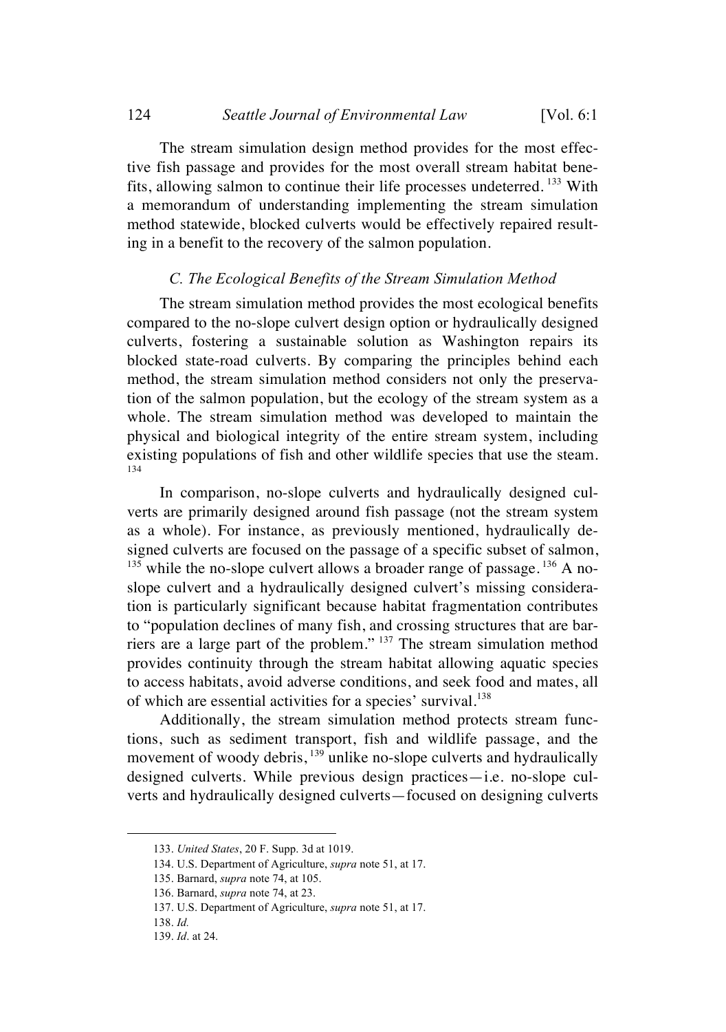The stream simulation design method provides for the most effective fish passage and provides for the most overall stream habitat benefits, allowing salmon to continue their life processes undeterred.[133] With a memorandum of understanding implementing the stream simulation method statewide, blocked culverts would be effectively repaired resulting in a benefit to the recovery of the salmon population.

### *C. The Ecological Benefits of the Stream Simulation Method*

The stream simulation method provides the most ecological benefits compared to the no-slope culvert design option or hydraulically designed culverts, fostering a sustainable solution as Washington repairs its blocked state-road culverts. By comparing the principles behind each method, the stream simulation method considers not only the preservation of the salmon population, but the ecology of the stream system as a whole. The stream simulation method was developed to maintain the physical and biological integrity of the entire stream system, including existing populations of fish and other wildlife species that use the steam.[134]

In comparison, no-slope culverts and hydraulically designed culverts are primarily designed around fish passage (not the stream system as a whole). For instance, as previously mentioned, hydraulically designed culverts are focused on the passage of a specific subset of salmon,[135] while the no-slope culvert allows a broader range of passage.[136] A no-slope culvert and a hydraulically designed culvert's missing consideration is particularly significant because habitat fragmentation contributes to "population declines of many fish, and crossing structures that are barriers are a large part of the problem."[137] The stream simulation method provides continuity through the stream habitat allowing aquatic species to access habitats, avoid adverse conditions, and seek food and mates, all of which are essential activities for a species' survival.[138]

Additionally, the stream simulation method protects stream functions, such as sediment transport, fish and wildlife passage, and the movement of woody debris,[139] unlike no-slope culverts and hydraulically designed culverts. While previous design practices—i.e. no-slope culverts and hydraulically designed culverts—focused on designing culverts

---

133. *United States*, 20 F. Supp. 3d at 1019.

134. U.S. Department of Agriculture, *supra* note 51, at 17.

135. Barnard, *supra* note 74, at 105.

136. Barnard, *supra* note 74, at 23.

137. U.S. Department of Agriculture, *supra* note 51, at 17.

138. *Id.*

139. *Id.* at 24.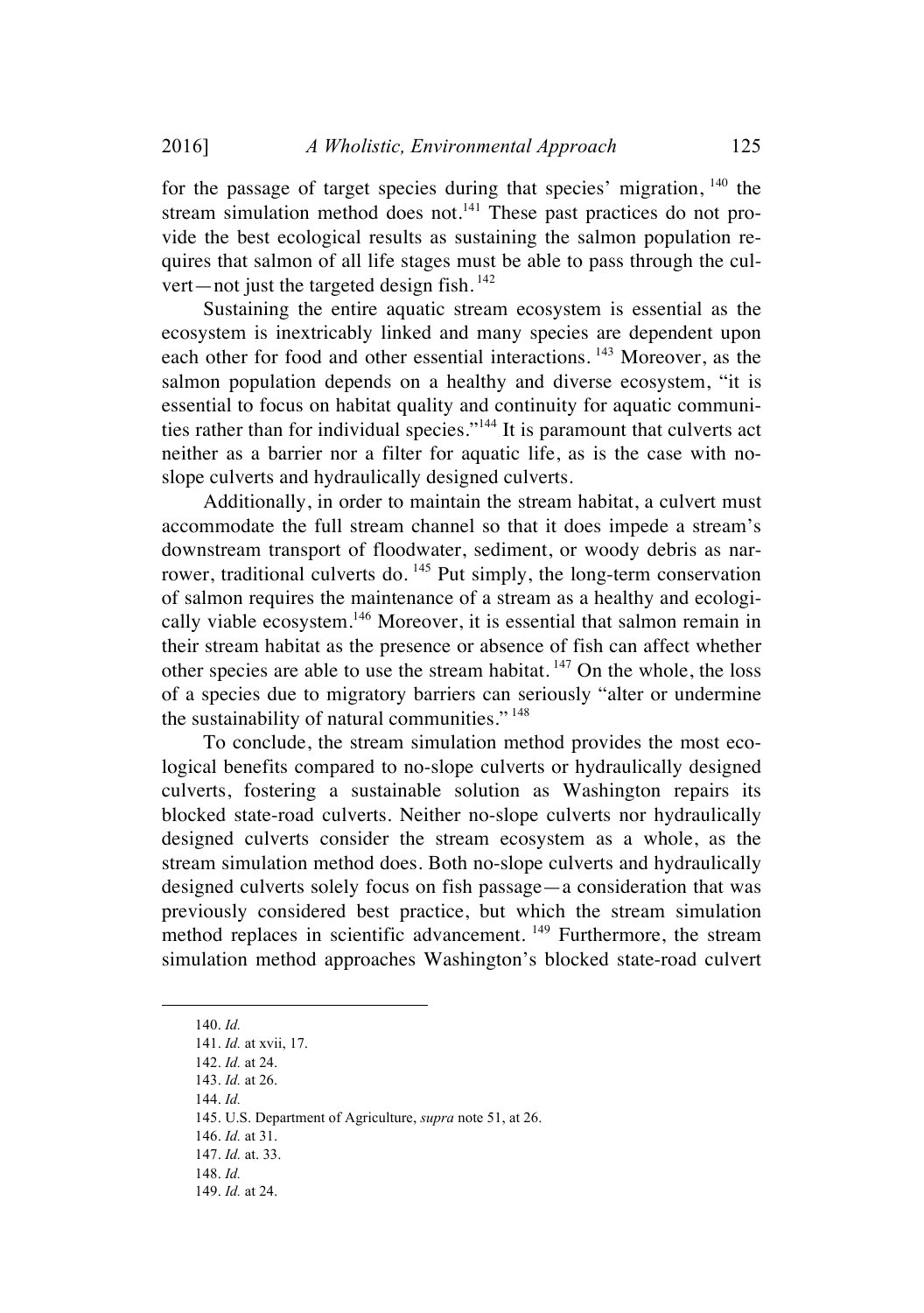for the passage of target species during that species' migration,[140] the stream simulation method does not.[141] These past practices do not provide the best ecological results as sustaining the salmon population requires that salmon of all life stages must be able to pass through the culvert—not just the targeted design fish.[142]

Sustaining the entire aquatic stream ecosystem is essential as the ecosystem is inextricably linked and many species are dependent upon each other for food and other essential interactions.[143] Moreover, as the salmon population depends on a healthy and diverse ecosystem, "it is essential to focus on habitat quality and continuity for aquatic communities rather than for individual species."[144] It is paramount that culverts act neither as a barrier nor a filter for aquatic life, as is the case with no-slope culverts and hydraulically designed culverts.

Additionally, in order to maintain the stream habitat, a culvert must accommodate the full stream channel so that it does impede a stream's downstream transport of floodwater, sediment, or woody debris as narrower, traditional culverts do.[145] Put simply, the long-term conservation of salmon requires the maintenance of a stream as a healthy and ecologically viable ecosystem.[146] Moreover, it is essential that salmon remain in their stream habitat as the presence or absence of fish can affect whether other species are able to use the stream habitat.[147] On the whole, the loss of a species due to migratory barriers can seriously "alter or undermine the sustainability of natural communities."[148]

To conclude, the stream simulation method provides the most ecological benefits compared to no-slope culverts or hydraulically designed culverts, fostering a sustainable solution as Washington repairs its blocked state-road culverts. Neither no-slope culverts nor hydraulically designed culverts consider the stream ecosystem as a whole, as the stream simulation method does. Both no-slope culverts and hydraulically designed culverts solely focus on fish passage—a consideration that was previously considered best practice, but which the stream simulation method replaces in scientific advancement.[149] Furthermore, the stream simulation method approaches Washington's blocked state-road culvert

---

140. *Id.*

141. *Id.* at xvii, 17.

142. *Id.* at 24.

143. *Id.* at 26.

144. *Id.*

145. U.S. Department of Agriculture, *supra* note 51, at 26.

146. *Id.* at 31.

147. *Id.* at. 33.

148. *Id.*

149. *Id.* at 24.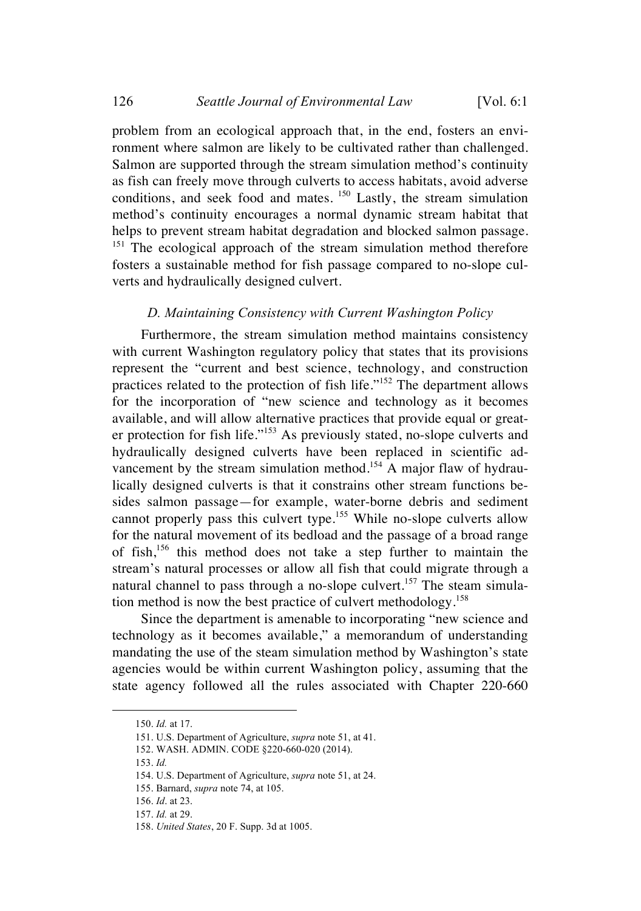problem from an ecological approach that, in the end, fosters an environment where salmon are likely to be cultivated rather than challenged. Salmon are supported through the stream simulation method's continuity as fish can freely move through culverts to access habitats, avoid adverse conditions, and seek food and mates. [150] Lastly, the stream simulation method's continuity encourages a normal dynamic stream habitat that helps to prevent stream habitat degradation and blocked salmon passage. [151] The ecological approach of the stream simulation method therefore fosters a sustainable method for fish passage compared to no-slope culverts and hydraulically designed culvert.

### *D. Maintaining Consistency with Current Washington Policy*

Furthermore, the stream simulation method maintains consistency with current Washington regulatory policy that states that its provisions represent the "current and best science, technology, and construction practices related to the protection of fish life."[152] The department allows for the incorporation of "new science and technology as it becomes available, and will allow alternative practices that provide equal or greater protection for fish life."[153] As previously stated, no-slope culverts and hydraulically designed culverts have been replaced in scientific advancement by the stream simulation method.[154] A major flaw of hydraulically designed culverts is that it constrains other stream functions besides salmon passage—for example, water-borne debris and sediment cannot properly pass this culvert type.[155] While no-slope culverts allow for the natural movement of its bedload and the passage of a broad range of fish,[156] this method does not take a step further to maintain the stream's natural processes or allow all fish that could migrate through a natural channel to pass through a no-slope culvert.[157] The steam simulation method is now the best practice of culvert methodology.[158]

Since the department is amenable to incorporating "new science and technology as it becomes available," a memorandum of understanding mandating the use of the steam simulation method by Washington's state agencies would be within current Washington policy, assuming that the state agency followed all the rules associated with Chapter 220-660

---

150. *Id.* at 17.

151. U.S. Department of Agriculture, *supra* note 51, at 41.

152. WASH. ADMIN. CODE §220-660-020 (2014).

153. *Id.*

154. U.S. Department of Agriculture, *supra* note 51, at 24.

155. Barnard, *supra* note 74, at 105.

156. *Id*. at 23.

157. *Id.* at 29.

158. *United States*, 20 F. Supp. 3d at 1005.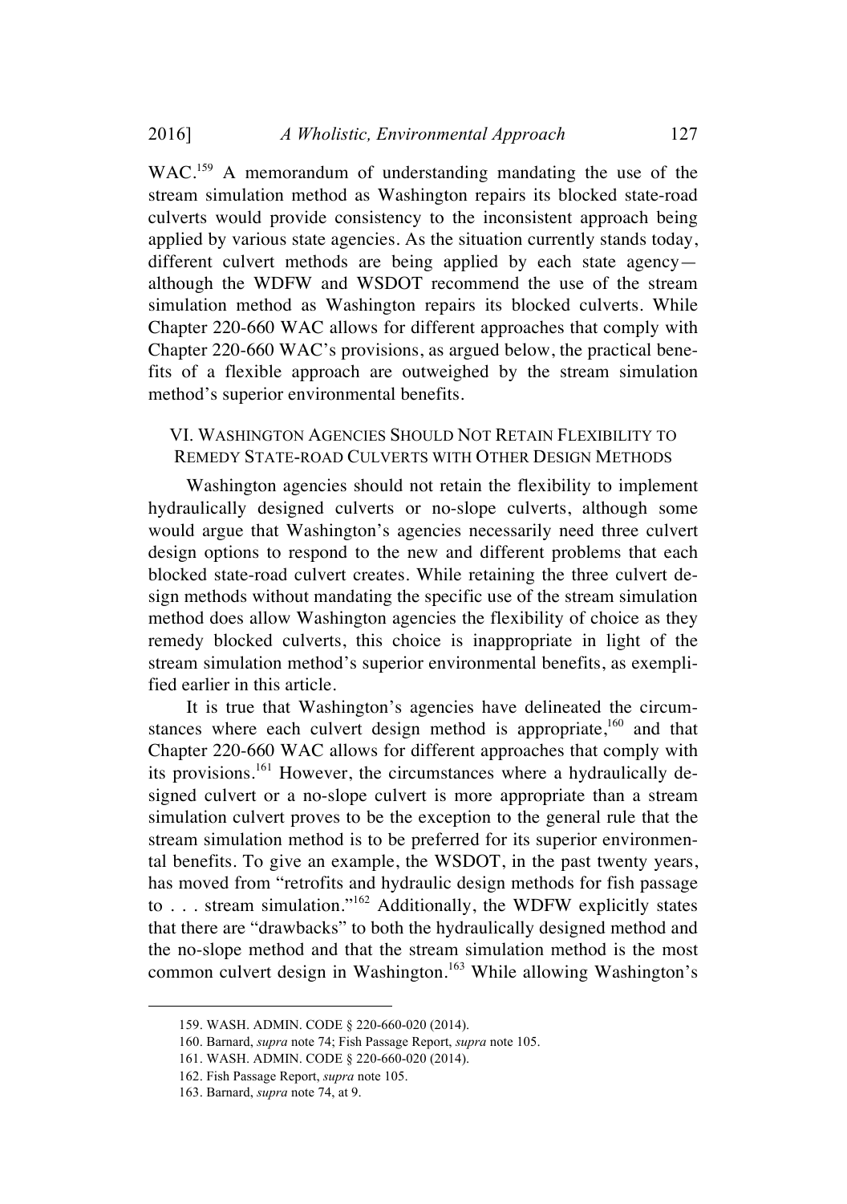WAC.[159] A memorandum of understanding mandating the use of the stream simulation method as Washington repairs its blocked state-road culverts would provide consistency to the inconsistent approach being applied by various state agencies. As the situation currently stands today, different culvert methods are being applied by each state agency—although the WDFW and WSDOT recommend the use of the stream simulation method as Washington repairs its blocked culverts. While Chapter 220-660 WAC allows for different approaches that comply with Chapter 220-660 WAC's provisions, as argued below, the practical benefits of a flexible approach are outweighed by the stream simulation method's superior environmental benefits.

## VI. Washington Agencies Should Not Retain Flexibility to Remedy State-Road Culverts with Other Design Methods

Washington agencies should not retain the flexibility to implement hydraulically designed culverts or no-slope culverts, although some would argue that Washington's agencies necessarily need three culvert design options to respond to the new and different problems that each blocked state-road culvert creates. While retaining the three culvert design methods without mandating the specific use of the stream simulation method does allow Washington agencies the flexibility of choice as they remedy blocked culverts, this choice is inappropriate in light of the stream simulation method's superior environmental benefits, as exemplified earlier in this article.

It is true that Washington's agencies have delineated the circumstances where each culvert design method is appropriate,[160] and that Chapter 220-660 WAC allows for different approaches that comply with its provisions.[161] However, the circumstances where a hydraulically designed culvert or a no-slope culvert is more appropriate than a stream simulation culvert proves to be the exception to the general rule that the stream simulation method is to be preferred for its superior environmental benefits. To give an example, the WSDOT, in the past twenty years, has moved from "retrofits and hydraulic design methods for fish passage to . . . stream simulation."[162] Additionally, the WDFW explicitly states that there are "drawbacks" to both the hydraulically designed method and the no-slope method and that the stream simulation method is the most common culvert design in Washington.[163] While allowing Washington's

---

159. WASH. ADMIN. CODE § 220-660-020 (2014).

160. Barnard, *supra* note 74; Fish Passage Report, *supra* note 105.

161. WASH. ADMIN. CODE § 220-660-020 (2014).

162. Fish Passage Report, *supra* note 105.

163. Barnard, *supra* note 74, at 9.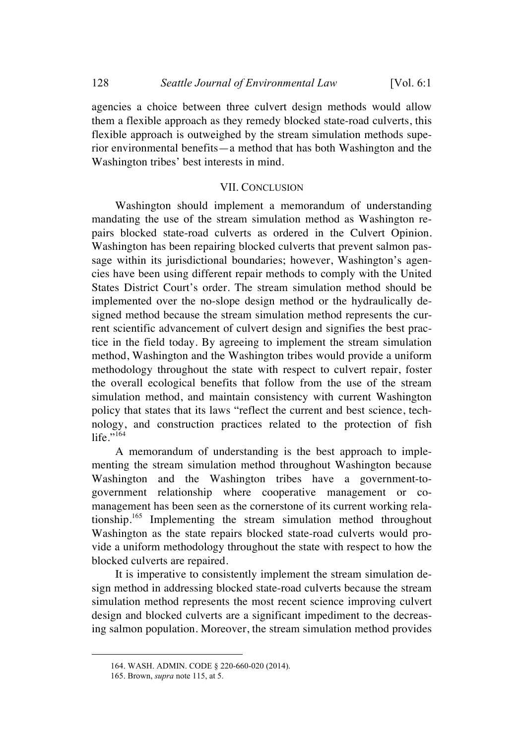agencies a choice between three culvert design methods would allow them a flexible approach as they remedy blocked state-road culverts, this flexible approach is outweighed by the stream simulation methods superior environmental benefits—a method that has both Washington and the Washington tribes' best interests in mind.

## VII. CONCLUSION

Washington should implement a memorandum of understanding mandating the use of the stream simulation method as Washington repairs blocked state-road culverts as ordered in the Culvert Opinion. Washington has been repairing blocked culverts that prevent salmon passage within its jurisdictional boundaries; however, Washington's agencies have been using different repair methods to comply with the United States District Court's order. The stream simulation method should be implemented over the no-slope design method or the hydraulically designed method because the stream simulation method represents the current scientific advancement of culvert design and signifies the best practice in the field today. By agreeing to implement the stream simulation method, Washington and the Washington tribes would provide a uniform methodology throughout the state with respect to culvert repair, foster the overall ecological benefits that follow from the use of the stream simulation method, and maintain consistency with current Washington policy that states that its laws "reflect the current and best science, technology, and construction practices related to the protection of fish life."[164]

A memorandum of understanding is the best approach to implementing the stream simulation method throughout Washington because Washington and the Washington tribes have a government-to-government relationship where cooperative management or co-management has been seen as the cornerstone of its current working relationship.[165] Implementing the stream simulation method throughout Washington as the state repairs blocked state-road culverts would provide a uniform methodology throughout the state with respect to how the blocked culverts are repaired.

It is imperative to consistently implement the stream simulation design method in addressing blocked state-road culverts because the stream simulation method represents the most recent science improving culvert design and blocked culverts are a significant impediment to the decreasing salmon population. Moreover, the stream simulation method provides

---

164. WASH. ADMIN. CODE § 220-660-020 (2014).

165. Brown, *supra* note 115, at 5.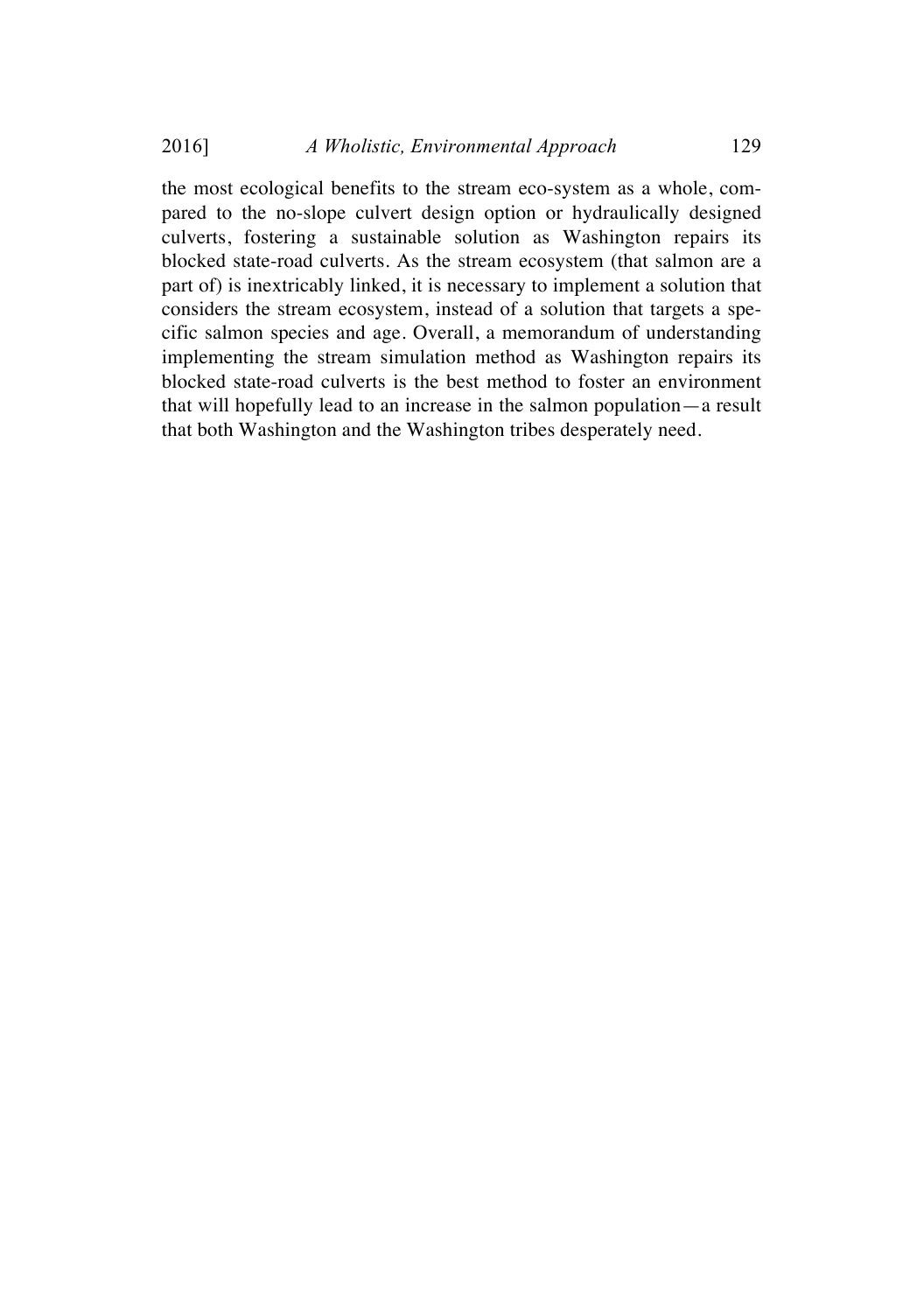the most ecological benefits to the stream eco-system as a whole, compared to the no-slope culvert design option or hydraulically designed culverts, fostering a sustainable solution as Washington repairs its blocked state-road culverts. As the stream ecosystem (that salmon are a part of) is inextricably linked, it is necessary to implement a solution that considers the stream ecosystem, instead of a solution that targets a specific salmon species and age. Overall, a memorandum of understanding implementing the stream simulation method as Washington repairs its blocked state-road culverts is the best method to foster an environment that will hopefully lead to an increase in the salmon population—a result that both Washington and the Washington tribes desperately need.